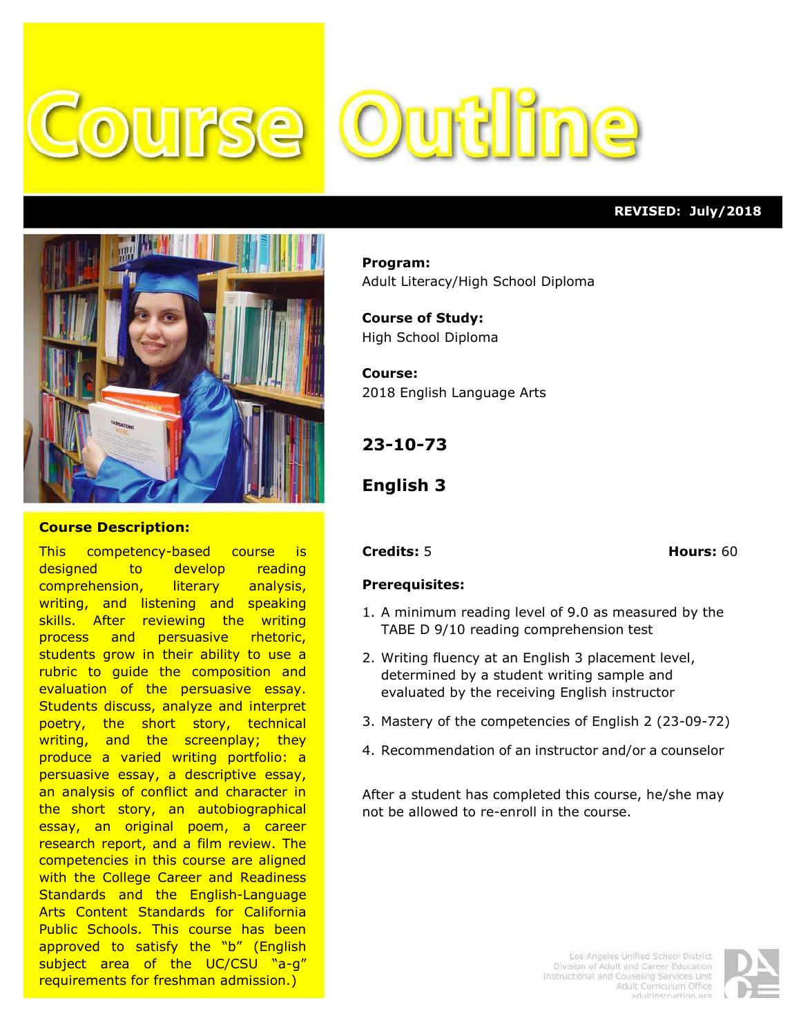# Course Outline

**REVISED: July/2018**

**Program:**
Adult Literacy/High School Diploma

**Course of Study:**
High School Diploma

**Course:**
2018 English Language Arts

## 23-10-73

## English 3

**Credits:** 5 **Hours:** 60

**Prerequisites:**

1. A minimum reading level of 9.0 as measured by the TABE D 9/10 reading comprehension test
2. Writing fluency at an English 3 placement level, determined by a student writing sample and evaluated by the receiving English instructor
3. Mastery of the competencies of English 2 (23-09-72)
4. Recommendation of an instructor and/or a counselor

After a student has completed this course, he/she may not be allowed to re-enroll in the course.

**Course Description:**

This competency-based course is designed to develop reading comprehension, literary analysis, writing, and listening and speaking skills. After reviewing the writing process and persuasive rhetoric, students grow in their ability to use a rubric to guide the composition and evaluation of the persuasive essay. Students discuss, analyze and interpret poetry, the short story, technical writing, and the screenplay; they produce a varied writing portfolio: a persuasive essay, a descriptive essay, an analysis of conflict and character in the short story, an autobiographical essay, an original poem, a career research report, and a film review. The competencies in this course are aligned with the College Career and Readiness Standards and the English-Language Arts Content Standards for California Public Schools. This course has been approved to satisfy the "b" (English subject area of the UC/CSU "a-g" requirements for freshman admission.)

Los Angeles Unified School District
Division of Adult and Career Education
Instructional and Couseling Services Unit
Adult Curriculum Office
adultinstruction.org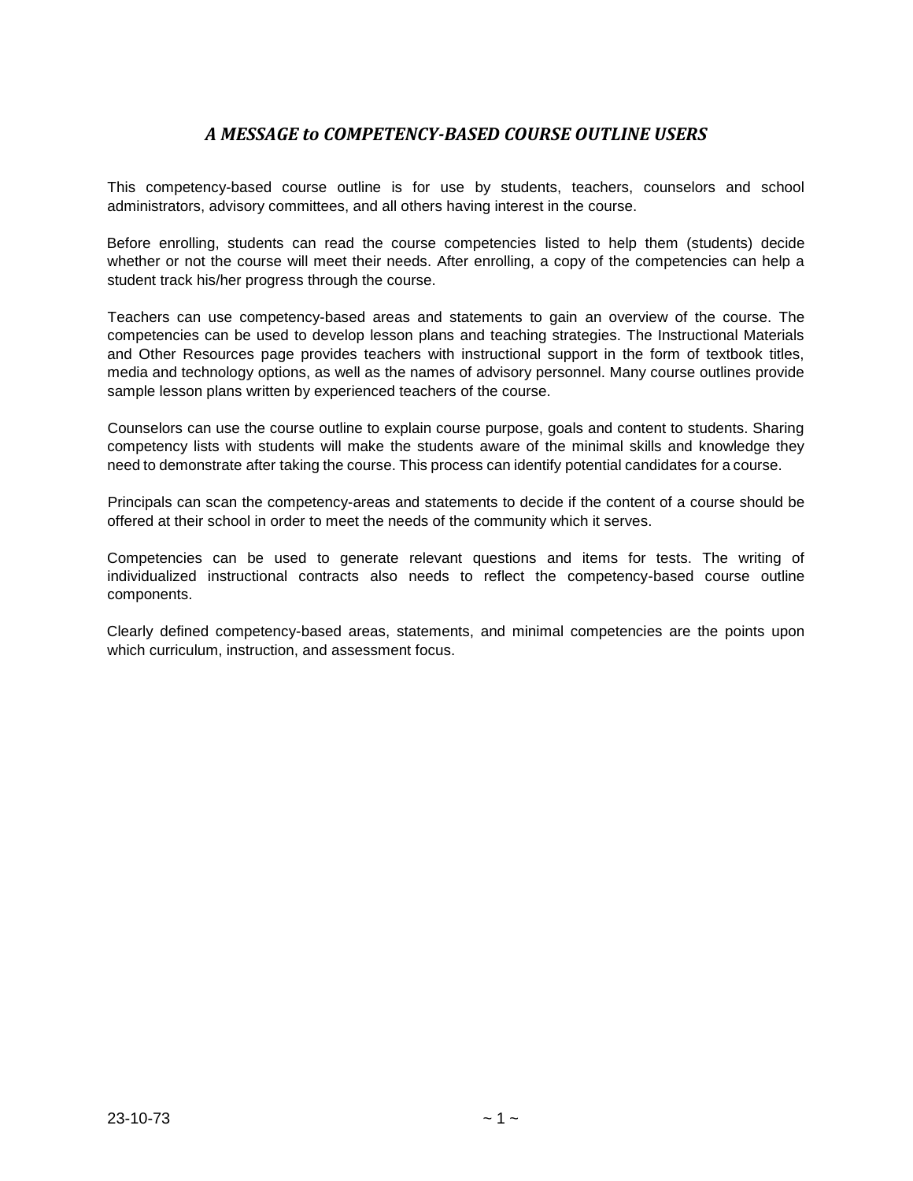## *A MESSAGE to COMPETENCY-BASED COURSE OUTLINE USERS*

This competency-based course outline is for use by students, teachers, counselors and school administrators, advisory committees, and all others having interest in the course.

Before enrolling, students can read the course competencies listed to help them (students) decide whether or not the course will meet their needs. After enrolling, a copy of the competencies can help a student track his/her progress through the course.

Teachers can use competency-based areas and statements to gain an overview of the course. The competencies can be used to develop lesson plans and teaching strategies. The Instructional Materials and Other Resources page provides teachers with instructional support in the form of textbook titles, media and technology options, as well as the names of advisory personnel. Many course outlines provide sample lesson plans written by experienced teachers of the course.

Counselors can use the course outline to explain course purpose, goals and content to students. Sharing competency lists with students will make the students aware of the minimal skills and knowledge they need to demonstrate after taking the course. This process can identify potential candidates for a course.

Principals can scan the competency-areas and statements to decide if the content of a course should be offered at their school in order to meet the needs of the community which it serves.

Competencies can be used to generate relevant questions and items for tests. The writing of individualized instructional contracts also needs to reflect the competency-based course outline components.

Clearly defined competency-based areas, statements, and minimal competencies are the points upon which curriculum, instruction, and assessment focus.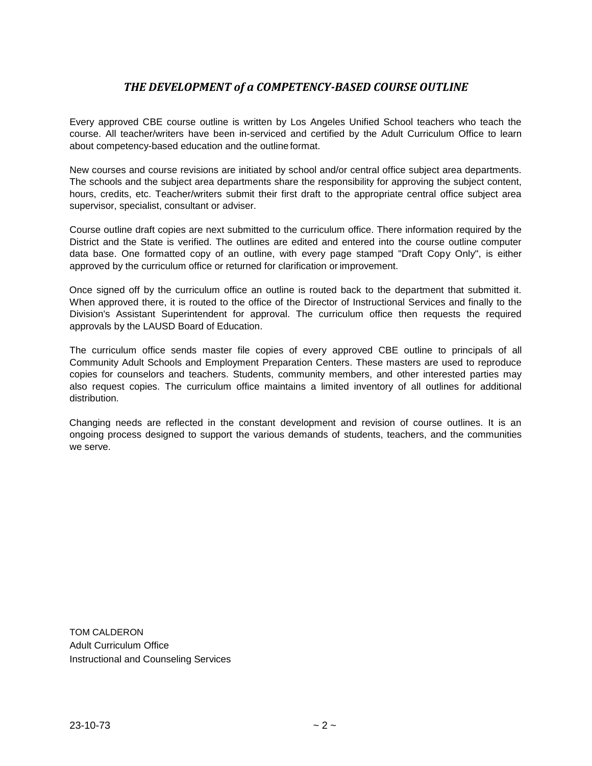## *THE DEVELOPMENT of a COMPETENCY-BASED COURSE OUTLINE*

Every approved CBE course outline is written by Los Angeles Unified School teachers who teach the course. All teacher/writers have been in-serviced and certified by the Adult Curriculum Office to learn about competency-based education and the outline format.

New courses and course revisions are initiated by school and/or central office subject area departments. The schools and the subject area departments share the responsibility for approving the subject content, hours, credits, etc. Teacher/writers submit their first draft to the appropriate central office subject area supervisor, specialist, consultant or adviser.

Course outline draft copies are next submitted to the curriculum office. There information required by the District and the State is verified. The outlines are edited and entered into the course outline computer data base. One formatted copy of an outline, with every page stamped "Draft Copy Only", is either approved by the curriculum office or returned for clarification or improvement.

Once signed off by the curriculum office an outline is routed back to the department that submitted it. When approved there, it is routed to the office of the Director of Instructional Services and finally to the Division's Assistant Superintendent for approval. The curriculum office then requests the required approvals by the LAUSD Board of Education.

The curriculum office sends master file copies of every approved CBE outline to principals of all Community Adult Schools and Employment Preparation Centers. These masters are used to reproduce copies for counselors and teachers. Students, community members, and other interested parties may also request copies. The curriculum office maintains a limited inventory of all outlines for additional distribution.

Changing needs are reflected in the constant development and revision of course outlines. It is an ongoing process designed to support the various demands of students, teachers, and the communities we serve.

TOM CALDERON
Adult Curriculum Office
Instructional and Counseling Services

23-10-73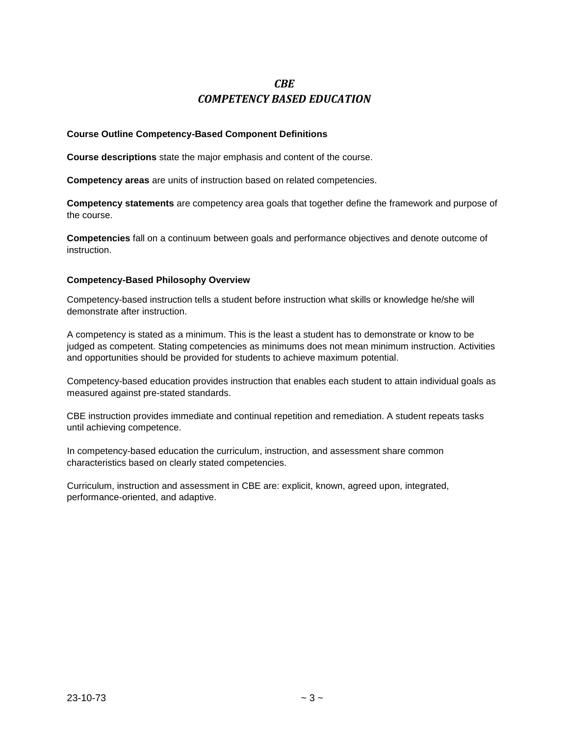# *CBE*
# *COMPETENCY BASED EDUCATION*

**Course Outline Competency-Based Component Definitions**

**Course descriptions** state the major emphasis and content of the course.

**Competency areas** are units of instruction based on related competencies.

**Competency statements** are competency area goals that together define the framework and purpose of the course.

**Competencies** fall on a continuum between goals and performance objectives and denote outcome of instruction.

**Competency-Based Philosophy Overview**

Competency-based instruction tells a student before instruction what skills or knowledge he/she will demonstrate after instruction.

A competency is stated as a minimum. This is the least a student has to demonstrate or know to be judged as competent. Stating competencies as minimums does not mean minimum instruction. Activities and opportunities should be provided for students to achieve maximum potential.

Competency-based education provides instruction that enables each student to attain individual goals as measured against pre-stated standards.

CBE instruction provides immediate and continual repetition and remediation. A student repeats tasks until achieving competence.

In competency-based education the curriculum, instruction, and assessment share common characteristics based on clearly stated competencies.

Curriculum, instruction and assessment in CBE are: explicit, known, agreed upon, integrated, performance-oriented, and adaptive.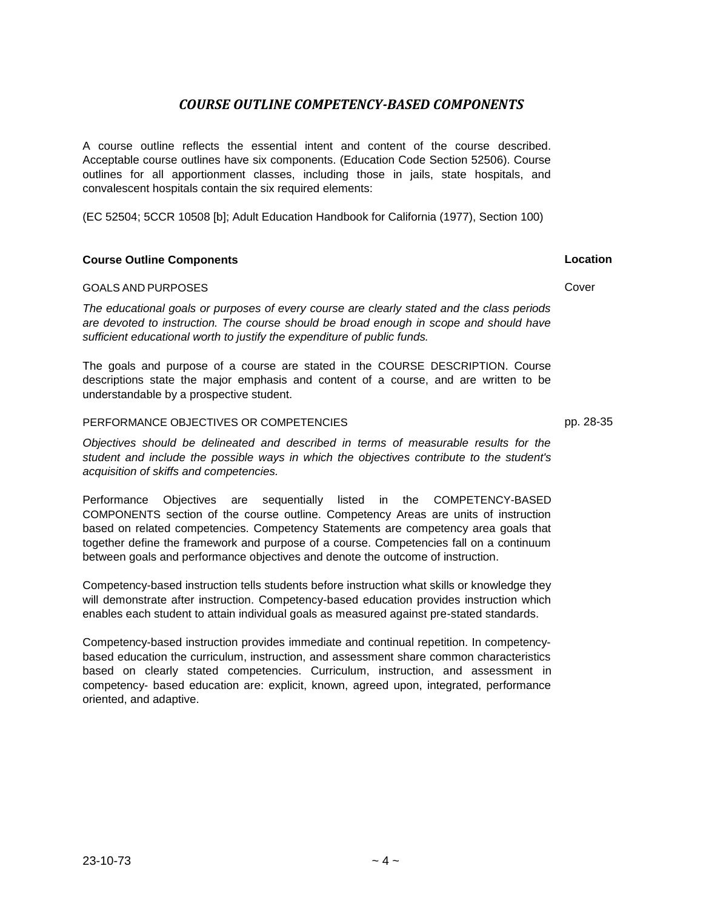## *COURSE OUTLINE COMPETENCY-BASED COMPONENTS*

A course outline reflects the essential intent and content of the course described. Acceptable course outlines have six components. (Education Code Section 52506). Course outlines for all apportionment classes, including those in jails, state hospitals, and convalescent hospitals contain the six required elements:

(EC 52504; 5CCR 10508 [b]; Adult Education Handbook for California (1977), Section 100)

| **Course Outline Components** | **Location** |
|---|---|
| GOALS AND PURPOSES | Cover |

*The educational goals or purposes of every course are clearly stated and the class periods are devoted to instruction. The course should be broad enough in scope and should have sufficient educational worth to justify the expenditure of public funds.*

The goals and purpose of a course are stated in the COURSE DESCRIPTION. Course descriptions state the major emphasis and content of a course, and are written to be understandable by a prospective student.

| | |
|---|---|
| PERFORMANCE OBJECTIVES OR COMPETENCIES | pp. 28-35 |

*Objectives should be delineated and described in terms of measurable results for the student and include the possible ways in which the objectives contribute to the student's acquisition of skiffs and competencies.*

Performance Objectives are sequentially listed in the COMPETENCY-BASED COMPONENTS section of the course outline. Competency Areas are units of instruction based on related competencies. Competency Statements are competency area goals that together define the framework and purpose of a course. Competencies fall on a continuum between goals and performance objectives and denote the outcome of instruction.

Competency-based instruction tells students before instruction what skills or knowledge they will demonstrate after instruction. Competency-based education provides instruction which enables each student to attain individual goals as measured against pre-stated standards.

Competency-based instruction provides immediate and continual repetition. In competency-based education the curriculum, instruction, and assessment share common characteristics based on clearly stated competencies. Curriculum, instruction, and assessment in competency- based education are: explicit, known, agreed upon, integrated, performance oriented, and adaptive.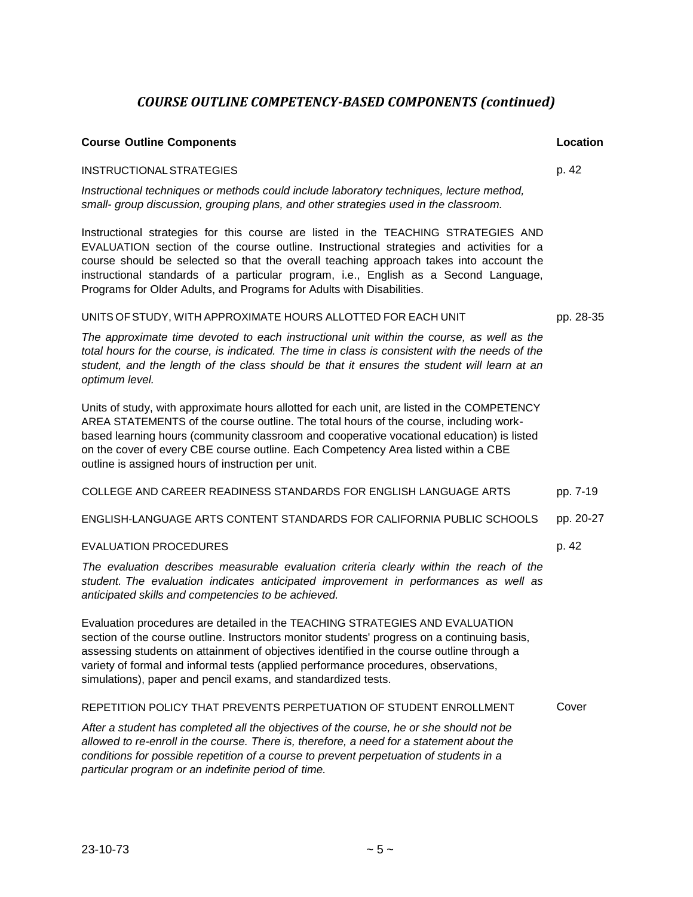## *COURSE OUTLINE COMPETENCY-BASED COMPONENTS (continued)*

| Course Outline Components | Location |
|---|---|
| INSTRUCTIONAL STRATEGIES | p. 42 |

*Instructional techniques or methods could include laboratory techniques, lecture method, small- group discussion, grouping plans, and other strategies used in the classroom.*

Instructional strategies for this course are listed in the TEACHING STRATEGIES AND EVALUATION section of the course outline. Instructional strategies and activities for a course should be selected so that the overall teaching approach takes into account the instructional standards of a particular program, i.e., English as a Second Language, Programs for Older Adults, and Programs for Adults with Disabilities.

| | |
|---|---|
| UNITS OF STUDY, WITH APPROXIMATE HOURS ALLOTTED FOR EACH UNIT | pp. 28-35 |

*The approximate time devoted to each instructional unit within the course, as well as the total hours for the course, is indicated. The time in class is consistent with the needs of the student, and the length of the class should be that it ensures the student will learn at an optimum level.*

Units of study, with approximate hours allotted for each unit, are listed in the COMPETENCY AREA STATEMENTS of the course outline. The total hours of the course, including work-based learning hours (community classroom and cooperative vocational education) is listed on the cover of every CBE course outline. Each Competency Area listed within a CBE outline is assigned hours of instruction per unit.

| | |
|---|---|
| COLLEGE AND CAREER READINESS STANDARDS FOR ENGLISH LANGUAGE ARTS | pp. 7-19 |
| ENGLISH-LANGUAGE ARTS CONTENT STANDARDS FOR CALIFORNIA PUBLIC SCHOOLS | pp. 20-27 |
| EVALUATION PROCEDURES | p. 42 |

*The evaluation describes measurable evaluation criteria clearly within the reach of the student. The evaluation indicates anticipated improvement in performances as well as anticipated skills and competencies to be achieved.*

Evaluation procedures are detailed in the TEACHING STRATEGIES AND EVALUATION section of the course outline. Instructors monitor students' progress on a continuing basis, assessing students on attainment of objectives identified in the course outline through a variety of formal and informal tests (applied performance procedures, observations, simulations), paper and pencil exams, and standardized tests.

| | |
|---|---|
| REPETITION POLICY THAT PREVENTS PERPETUATION OF STUDENT ENROLLMENT | Cover |

*After a student has completed all the objectives of the course, he or she should not be allowed to re-enroll in the course. There is, therefore, a need for a statement about the conditions for possible repetition of a course to prevent perpetuation of students in a particular program or an indefinite period of time.*

23-10-73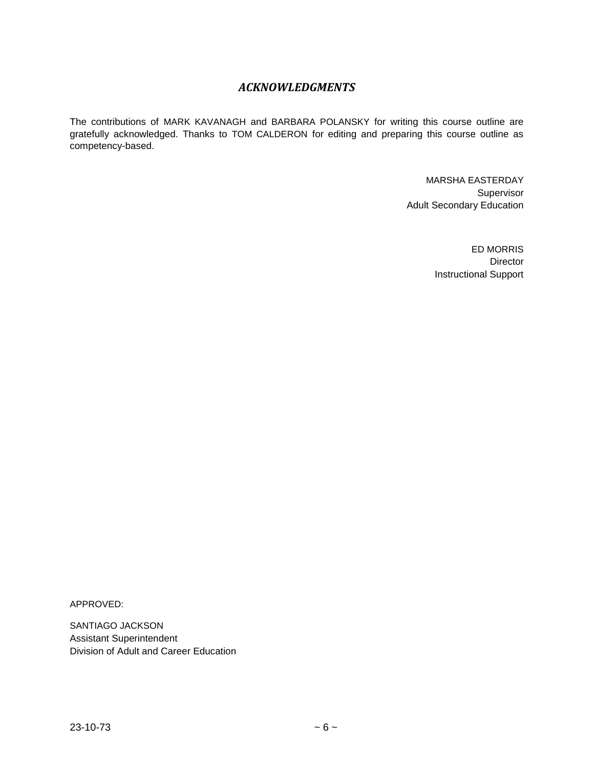## *ACKNOWLEDGMENTS*

The contributions of MARK KAVANAGH and BARBARA POLANSKY for writing this course outline are gratefully acknowledged. Thanks to TOM CALDERON for editing and preparing this course outline as competency-based.

MARSHA EASTERDAY
Supervisor
Adult Secondary Education

ED MORRIS
Director
Instructional Support

APPROVED:

SANTIAGO JACKSON
Assistant Superintendent
Division of Adult and Career Education

23-10-73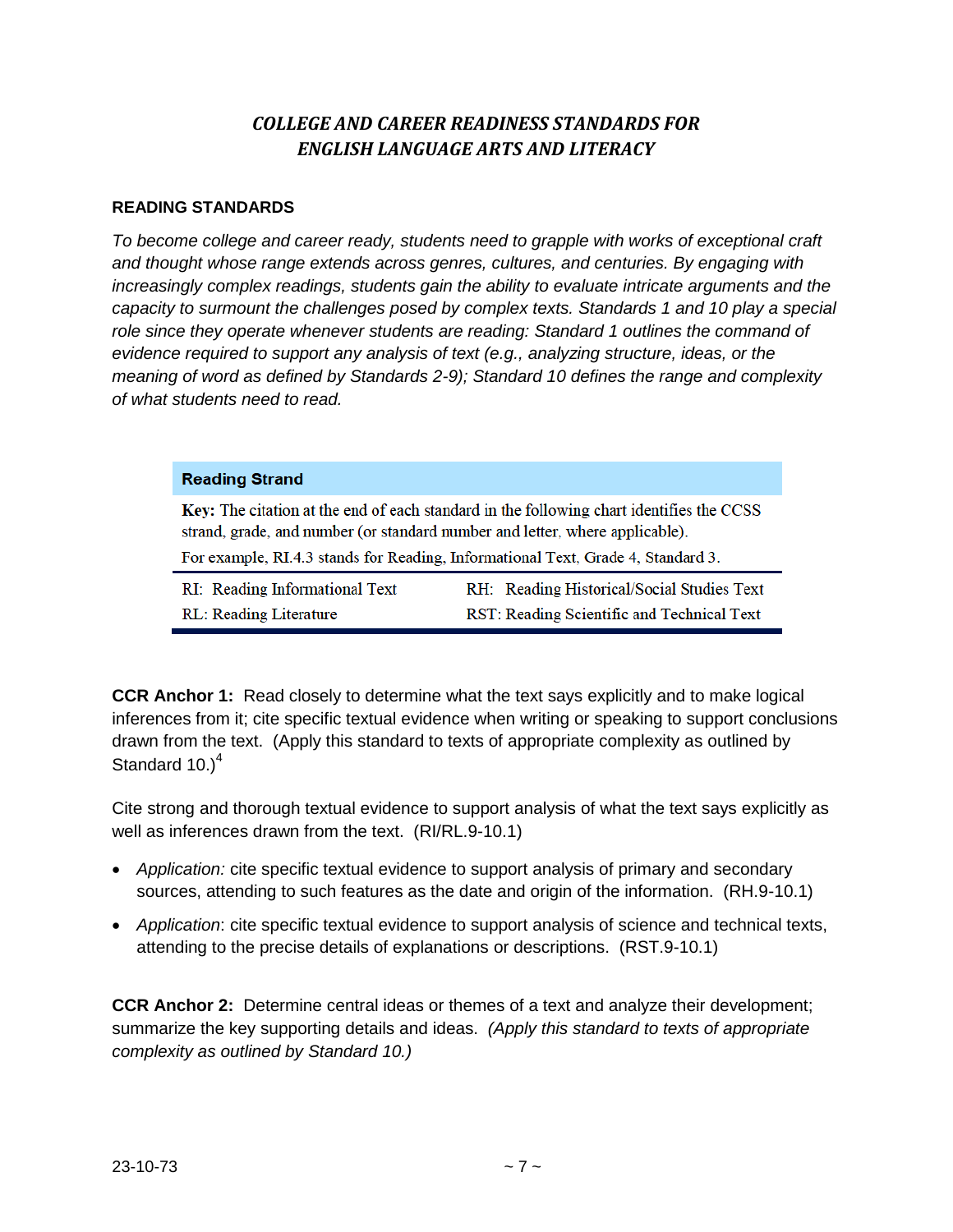## *COLLEGE AND CAREER READINESS STANDARDS FOR ENGLISH LANGUAGE ARTS AND LITERACY*

### READING STANDARDS

*To become college and career ready, students need to grapple with works of exceptional craft and thought whose range extends across genres, cultures, and centuries. By engaging with increasingly complex readings, students gain the ability to evaluate intricate arguments and the capacity to surmount the challenges posed by complex texts. Standards 1 and 10 play a special role since they operate whenever students are reading: Standard 1 outlines the command of evidence required to support any analysis of text (e.g., analyzing structure, ideas, or the meaning of word as defined by Standards 2-9); Standard 10 defines the range and complexity of what students need to read.*

| **Reading Strand** | |
|---|---|
| **Key:** The citation at the end of each standard in the following chart identifies the CCSS strand, grade, and number (or standard number and letter, where applicable). For example, RI.4.3 stands for Reading, Informational Text, Grade 4, Standard 3. | |
| RI: Reading Informational Text | RH: Reading Historical/Social Studies Text |
| RL: Reading Literature | RST: Reading Scientific and Technical Text |

**CCR Anchor 1:** Read closely to determine what the text says explicitly and to make logical inferences from it; cite specific textual evidence when writing or speaking to support conclusions drawn from the text. (Apply this standard to texts of appropriate complexity as outlined by Standard 10.)[4]

Cite strong and thorough textual evidence to support analysis of what the text says explicitly as well as inferences drawn from the text. (RI/RL.9-10.1)

- *Application:* cite specific textual evidence to support analysis of primary and secondary sources, attending to such features as the date and origin of the information. (RH.9-10.1)
- *Application*: cite specific textual evidence to support analysis of science and technical texts, attending to the precise details of explanations or descriptions. (RST.9-10.1)

**CCR Anchor 2:** Determine central ideas or themes of a text and analyze their development; summarize the key supporting details and ideas. *(Apply this standard to texts of appropriate complexity as outlined by Standard 10.)*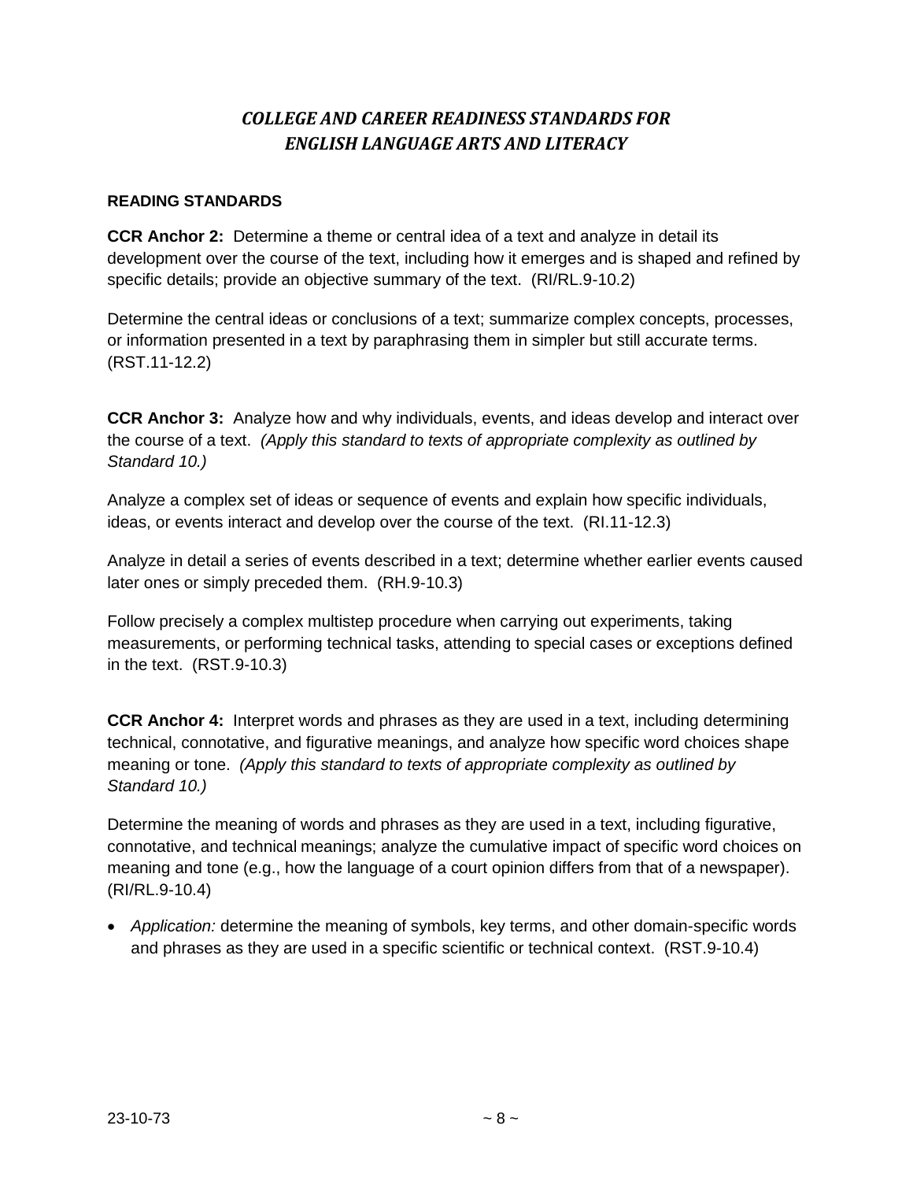# *COLLEGE AND CAREER READINESS STANDARDS FOR ENGLISH LANGUAGE ARTS AND LITERACY*

## READING STANDARDS

**CCR Anchor 2:** Determine a theme or central idea of a text and analyze in detail its development over the course of the text, including how it emerges and is shaped and refined by specific details; provide an objective summary of the text. (RI/RL.9-10.2)

Determine the central ideas or conclusions of a text; summarize complex concepts, processes, or information presented in a text by paraphrasing them in simpler but still accurate terms. (RST.11-12.2)

**CCR Anchor 3:** Analyze how and why individuals, events, and ideas develop and interact over the course of a text. *(Apply this standard to texts of appropriate complexity as outlined by Standard 10.)*

Analyze a complex set of ideas or sequence of events and explain how specific individuals, ideas, or events interact and develop over the course of the text. (RI.11-12.3)

Analyze in detail a series of events described in a text; determine whether earlier events caused later ones or simply preceded them. (RH.9-10.3)

Follow precisely a complex multistep procedure when carrying out experiments, taking measurements, or performing technical tasks, attending to special cases or exceptions defined in the text. (RST.9-10.3)

**CCR Anchor 4:** Interpret words and phrases as they are used in a text, including determining technical, connotative, and figurative meanings, and analyze how specific word choices shape meaning or tone. *(Apply this standard to texts of appropriate complexity as outlined by Standard 10.)*

Determine the meaning of words and phrases as they are used in a text, including figurative, connotative, and technical meanings; analyze the cumulative impact of specific word choices on meaning and tone (e.g., how the language of a court opinion differs from that of a newspaper). (RI/RL.9-10.4)

- *Application:* determine the meaning of symbols, key terms, and other domain-specific words and phrases as they are used in a specific scientific or technical context. (RST.9-10.4)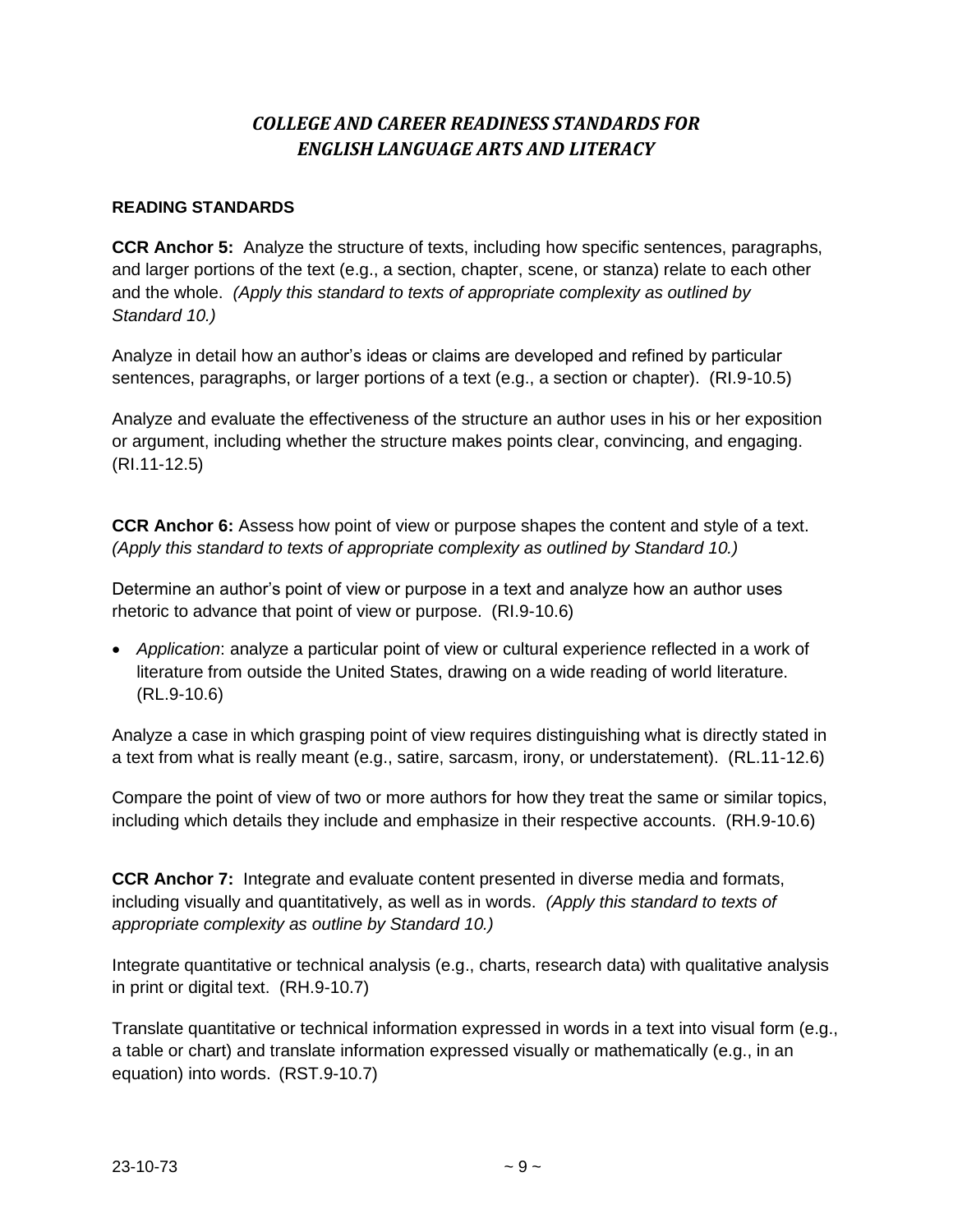# *COLLEGE AND CAREER READINESS STANDARDS FOR ENGLISH LANGUAGE ARTS AND LITERACY*

**READING STANDARDS**

**CCR Anchor 5:** Analyze the structure of texts, including how specific sentences, paragraphs, and larger portions of the text (e.g., a section, chapter, scene, or stanza) relate to each other and the whole. *(Apply this standard to texts of appropriate complexity as outlined by Standard 10.)*

Analyze in detail how an author's ideas or claims are developed and refined by particular sentences, paragraphs, or larger portions of a text (e.g., a section or chapter). (RI.9-10.5)

Analyze and evaluate the effectiveness of the structure an author uses in his or her exposition or argument, including whether the structure makes points clear, convincing, and engaging. (RI.11-12.5)

**CCR Anchor 6:** Assess how point of view or purpose shapes the content and style of a text. *(Apply this standard to texts of appropriate complexity as outlined by Standard 10.)*

Determine an author's point of view or purpose in a text and analyze how an author uses rhetoric to advance that point of view or purpose. (RI.9-10.6)

- *Application*: analyze a particular point of view or cultural experience reflected in a work of literature from outside the United States, drawing on a wide reading of world literature. (RL.9-10.6)

Analyze a case in which grasping point of view requires distinguishing what is directly stated in a text from what is really meant (e.g., satire, sarcasm, irony, or understatement). (RL.11-12.6)

Compare the point of view of two or more authors for how they treat the same or similar topics, including which details they include and emphasize in their respective accounts. (RH.9-10.6)

**CCR Anchor 7:** Integrate and evaluate content presented in diverse media and formats, including visually and quantitatively, as well as in words. *(Apply this standard to texts of appropriate complexity as outline by Standard 10.)*

Integrate quantitative or technical analysis (e.g., charts, research data) with qualitative analysis in print or digital text. (RH.9-10.7)

Translate quantitative or technical information expressed in words in a text into visual form (e.g., a table or chart) and translate information expressed visually or mathematically (e.g., in an equation) into words. (RST.9-10.7)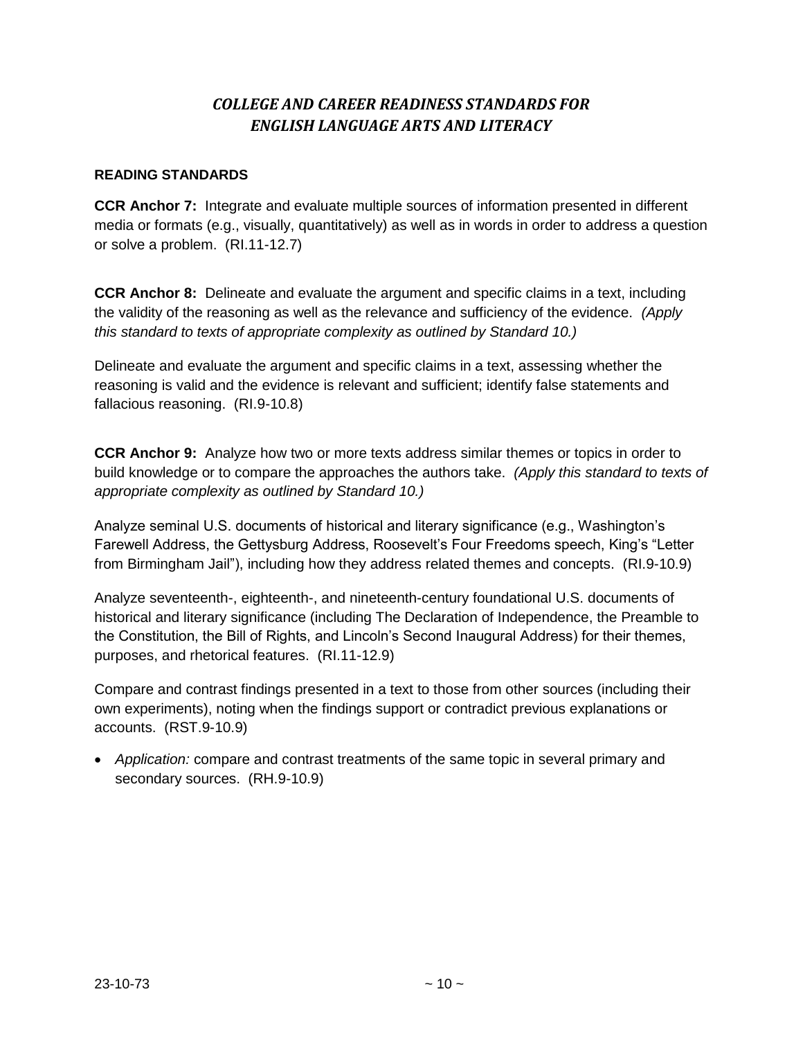## *COLLEGE AND CAREER READINESS STANDARDS FOR ENGLISH LANGUAGE ARTS AND LITERACY*

**READING STANDARDS**

**CCR Anchor 7:** Integrate and evaluate multiple sources of information presented in different media or formats (e.g., visually, quantitatively) as well as in words in order to address a question or solve a problem. (RI.11-12.7)

**CCR Anchor 8:** Delineate and evaluate the argument and specific claims in a text, including the validity of the reasoning as well as the relevance and sufficiency of the evidence. *(Apply this standard to texts of appropriate complexity as outlined by Standard 10.)*

Delineate and evaluate the argument and specific claims in a text, assessing whether the reasoning is valid and the evidence is relevant and sufficient; identify false statements and fallacious reasoning. (RI.9-10.8)

**CCR Anchor 9:** Analyze how two or more texts address similar themes or topics in order to build knowledge or to compare the approaches the authors take. *(Apply this standard to texts of appropriate complexity as outlined by Standard 10.)*

Analyze seminal U.S. documents of historical and literary significance (e.g., Washington's Farewell Address, the Gettysburg Address, Roosevelt's Four Freedoms speech, King's "Letter from Birmingham Jail"), including how they address related themes and concepts. (RI.9-10.9)

Analyze seventeenth-, eighteenth-, and nineteenth-century foundational U.S. documents of historical and literary significance (including The Declaration of Independence, the Preamble to the Constitution, the Bill of Rights, and Lincoln's Second Inaugural Address) for their themes, purposes, and rhetorical features. (RI.11-12.9)

Compare and contrast findings presented in a text to those from other sources (including their own experiments), noting when the findings support or contradict previous explanations or accounts. (RST.9-10.9)

- *Application:* compare and contrast treatments of the same topic in several primary and secondary sources. (RH.9-10.9)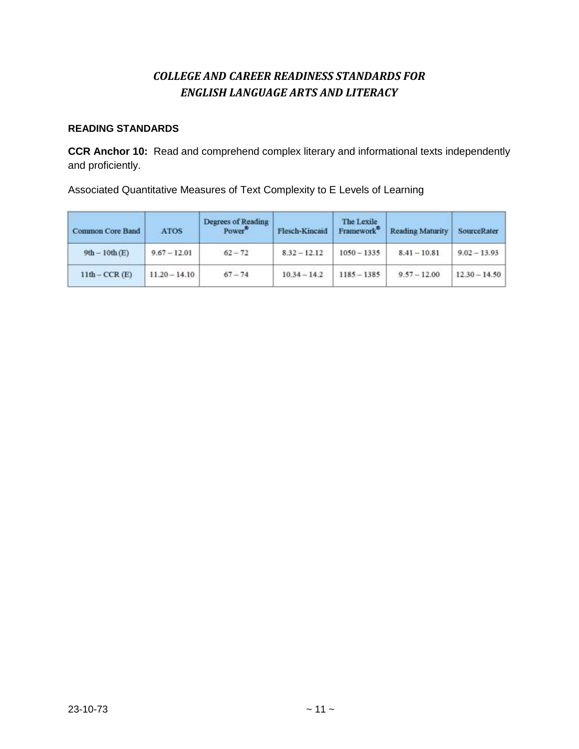# *COLLEGE AND CAREER READINESS STANDARDS FOR ENGLISH LANGUAGE ARTS AND LITERACY*

## READING STANDARDS

**CCR Anchor 10:** Read and comprehend complex literary and informational texts independently and proficiently.

Associated Quantitative Measures of Text Complexity to E Levels of Learning

| Common Core Band | ATOS | Degrees of Reading Power® | Flesch-Kincaid | The Lexile Framework® | Reading Maturity | SourceRater |
|---|---|---|---|---|---|---|
| 9th – 10th (E) | 9.67 – 12.01 | 62 – 72 | 8.32 – 12.12 | 1050 – 1335 | 8.41 – 10.81 | 9.02 – 13.93 |
| 11th – CCR (E) | 11.20 – 14.10 | 67 – 74 | 10.34 – 14.2 | 1185 – 1385 | 9.57 – 12.00 | 12.30 – 14.50 |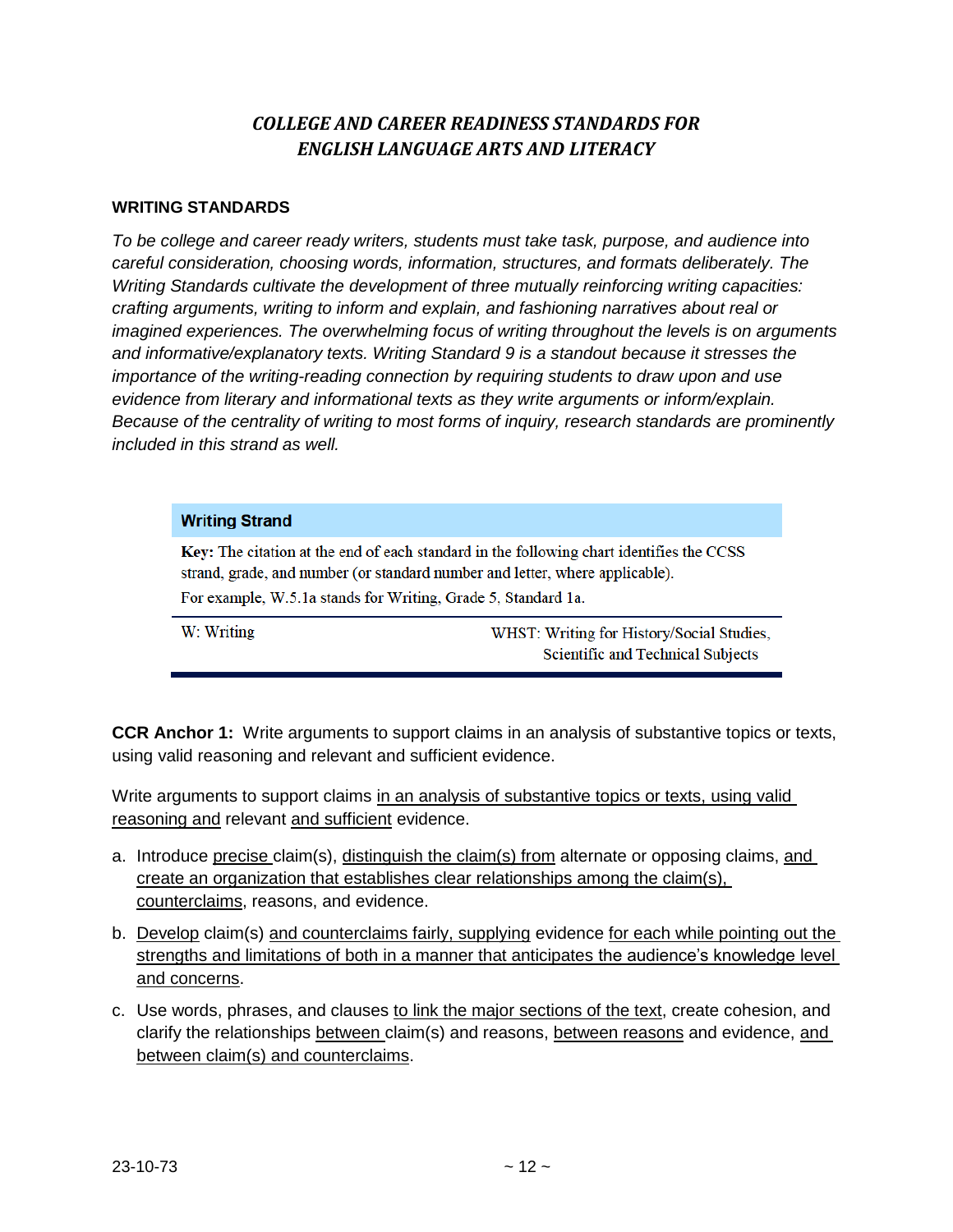## *COLLEGE AND CAREER READINESS STANDARDS FOR ENGLISH LANGUAGE ARTS AND LITERACY*

### WRITING STANDARDS

*To be college and career ready writers, students must take task, purpose, and audience into careful consideration, choosing words, information, structures, and formats deliberately. The Writing Standards cultivate the development of three mutually reinforcing writing capacities: crafting arguments, writing to inform and explain, and fashioning narratives about real or imagined experiences. The overwhelming focus of writing throughout the levels is on arguments and informative/explanatory texts. Writing Standard 9 is a standout because it stresses the importance of the writing-reading connection by requiring students to draw upon and use evidence from literary and informational texts as they write arguments or inform/explain. Because of the centrality of writing to most forms of inquiry, research standards are prominently included in this strand as well.*

| **Writing Strand** | |
|---|---|
| **Key:** The citation at the end of each standard in the following chart identifies the CCSS strand, grade, and number (or standard number and letter, where applicable). For example, W.5.1a stands for Writing, Grade 5, Standard 1a. | |
| W: Writing | WHST: Writing for History/Social Studies, Scientific and Technical Subjects |

**CCR Anchor 1:** Write arguments to support claims in an analysis of substantive topics or texts, using valid reasoning and relevant and sufficient evidence.

Write arguments to support claims <u>in an analysis of substantive topics or texts, using valid reasoning and</u> relevant <u>and sufficient</u> evidence.

a. Introduce <u>precise</u> claim(s), <u>distinguish the claim(s) from</u> alternate or opposing claims, <u>and create an organization that establishes clear relationships among the claim(s), counterclaims</u>, reasons, and evidence.

b. <u>Develop</u> claim(s) <u>and counterclaims fairly, supplying</u> evidence <u>for each while pointing out the strengths and limitations of both in a manner that anticipates the audience's knowledge level and concerns</u>.

c. Use words, phrases, and clauses <u>to link the major sections of the text</u>, create cohesion, and clarify the relationships <u>between</u> claim(s) and reasons, <u>between reasons</u> and evidence, <u>and between claim(s) and counterclaims</u>.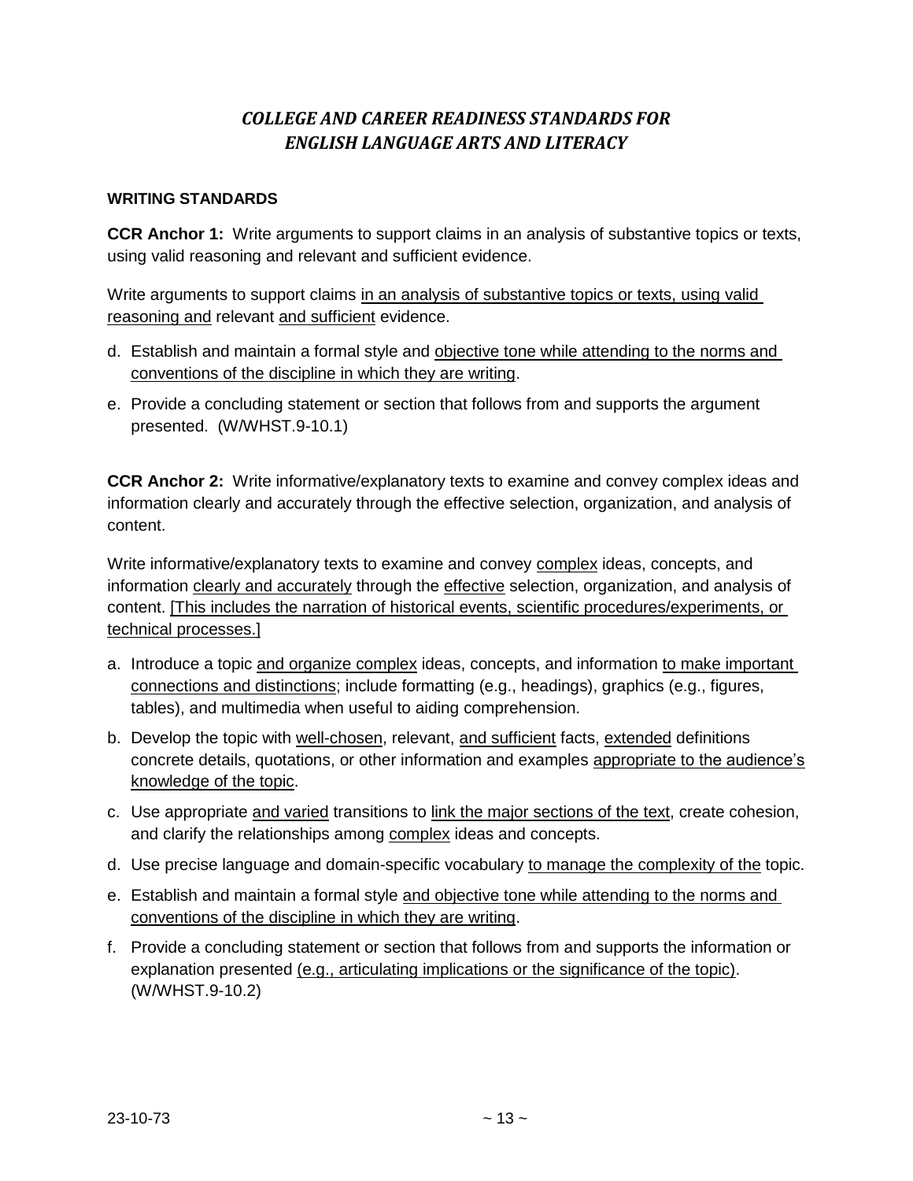## *COLLEGE AND CAREER READINESS STANDARDS FOR ENGLISH LANGUAGE ARTS AND LITERACY*

**WRITING STANDARDS**

**CCR Anchor 1:** Write arguments to support claims in an analysis of substantive topics or texts, using valid reasoning and relevant and sufficient evidence.

Write arguments to support claims <u>in an analysis of substantive topics or texts, using valid reasoning and</u> relevant <u>and sufficient</u> evidence.

d. Establish and maintain a formal style and <u>objective tone while attending to the norms and conventions of the discipline in which they are writing</u>.

e. Provide a concluding statement or section that follows from and supports the argument presented. (W/WHST.9-10.1)

**CCR Anchor 2:** Write informative/explanatory texts to examine and convey complex ideas and information clearly and accurately through the effective selection, organization, and analysis of content.

Write informative/explanatory texts to examine and convey <u>complex</u> ideas, concepts, and information <u>clearly and accurately</u> through the <u>effective</u> selection, organization, and analysis of content. <u>[This includes the narration of historical events, scientific procedures/experiments, or technical processes.]</u>

a. Introduce a topic <u>and organize complex</u> ideas, concepts, and information <u>to make important connections and distinctions</u>; include formatting (e.g., headings), graphics (e.g., figures, tables), and multimedia when useful to aiding comprehension.

b. Develop the topic with <u>well-chosen</u>, relevant, <u>and sufficient</u> facts, <u>extended</u> definitions concrete details, quotations, or other information and examples <u>appropriate to the audience's knowledge of the topic</u>.

c. Use appropriate <u>and varied</u> transitions to <u>link the major sections of the text</u>, create cohesion, and clarify the relationships among <u>complex</u> ideas and concepts.

d. Use precise language and domain-specific vocabulary <u>to manage the complexity of the</u> topic.

e. Establish and maintain a formal style <u>and objective tone while attending to the norms and conventions of the discipline in which they are writing</u>.

f. Provide a concluding statement or section that follows from and supports the information or explanation presented <u>(e.g., articulating implications or the significance of the topic)</u>. (W/WHST.9-10.2)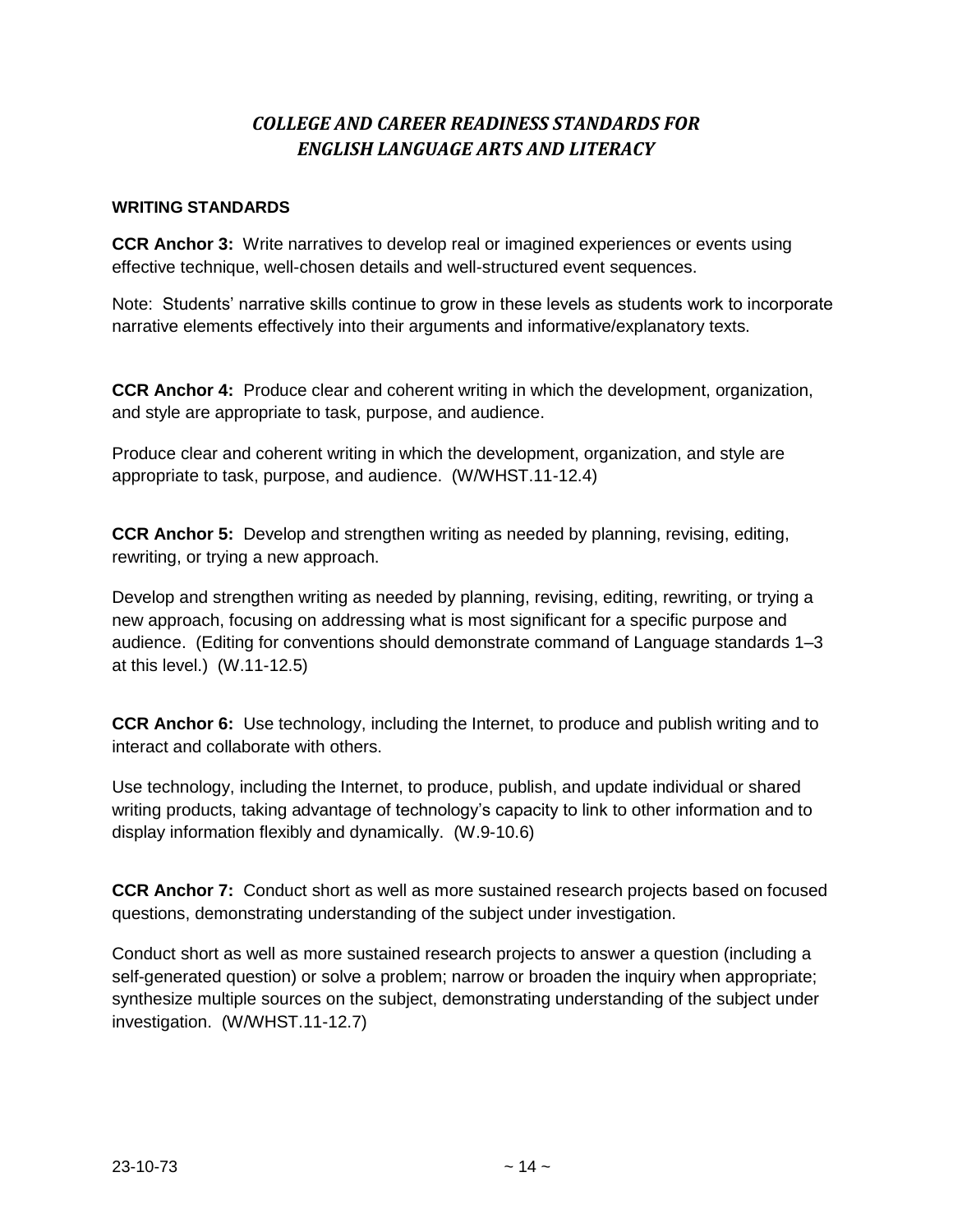# *COLLEGE AND CAREER READINESS STANDARDS FOR ENGLISH LANGUAGE ARTS AND LITERACY*

**WRITING STANDARDS**

**CCR Anchor 3:** Write narratives to develop real or imagined experiences or events using effective technique, well-chosen details and well-structured event sequences.

Note: Students' narrative skills continue to grow in these levels as students work to incorporate narrative elements effectively into their arguments and informative/explanatory texts.

**CCR Anchor 4:** Produce clear and coherent writing in which the development, organization, and style are appropriate to task, purpose, and audience.

Produce clear and coherent writing in which the development, organization, and style are appropriate to task, purpose, and audience. (W/WHST.11-12.4)

**CCR Anchor 5:** Develop and strengthen writing as needed by planning, revising, editing, rewriting, or trying a new approach.

Develop and strengthen writing as needed by planning, revising, editing, rewriting, or trying a new approach, focusing on addressing what is most significant for a specific purpose and audience. (Editing for conventions should demonstrate command of Language standards 1–3 at this level.) (W.11-12.5)

**CCR Anchor 6:** Use technology, including the Internet, to produce and publish writing and to interact and collaborate with others.

Use technology, including the Internet, to produce, publish, and update individual or shared writing products, taking advantage of technology's capacity to link to other information and to display information flexibly and dynamically. (W.9-10.6)

**CCR Anchor 7:** Conduct short as well as more sustained research projects based on focused questions, demonstrating understanding of the subject under investigation.

Conduct short as well as more sustained research projects to answer a question (including a self-generated question) or solve a problem; narrow or broaden the inquiry when appropriate; synthesize multiple sources on the subject, demonstrating understanding of the subject under investigation. (W/WHST.11-12.7)

23-10-73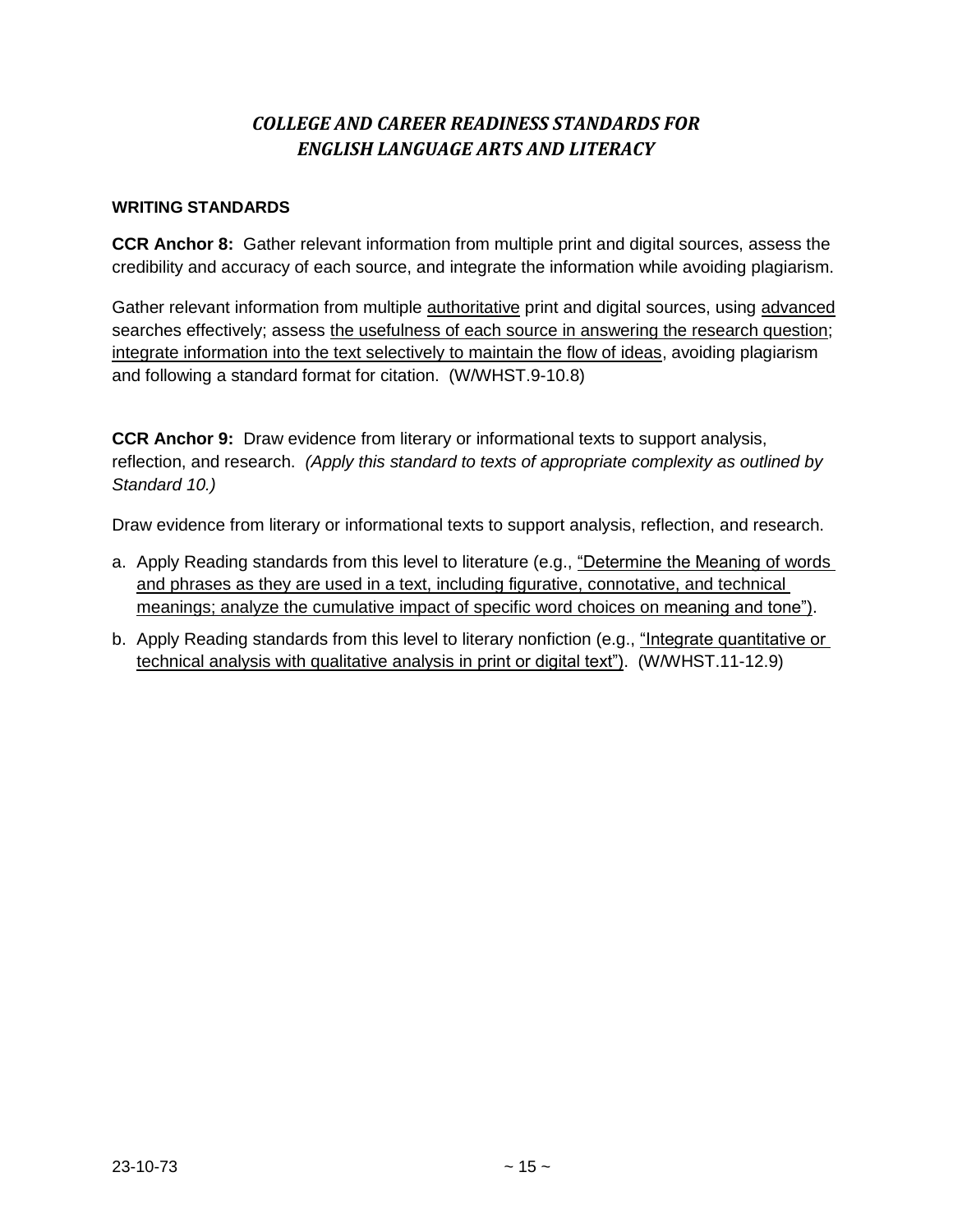## *COLLEGE AND CAREER READINESS STANDARDS FOR ENGLISH LANGUAGE ARTS AND LITERACY*

### WRITING STANDARDS

**CCR Anchor 8:** Gather relevant information from multiple print and digital sources, assess the credibility and accuracy of each source, and integrate the information while avoiding plagiarism.

Gather relevant information from multiple <u>authoritative</u> print and digital sources, using <u>advanced</u> searches effectively; assess <u>the usefulness of each source in answering the research question</u>; <u>integrate information into the text selectively to maintain the flow of ideas</u>, avoiding plagiarism and following a standard format for citation. (W/WHST.9-10.8)

**CCR Anchor 9:** Draw evidence from literary or informational texts to support analysis, reflection, and research. *(Apply this standard to texts of appropriate complexity as outlined by Standard 10.)*

Draw evidence from literary or informational texts to support analysis, reflection, and research.

a. Apply Reading standards from this level to literature (e.g., <u>"Determine the Meaning of words and phrases as they are used in a text, including figurative, connotative, and technical meanings; analyze the cumulative impact of specific word choices on meaning and tone")</u>.

b. Apply Reading standards from this level to literary nonfiction (e.g., <u>"Integrate quantitative or technical analysis with qualitative analysis in print or digital text")</u>. (W/WHST.11-12.9)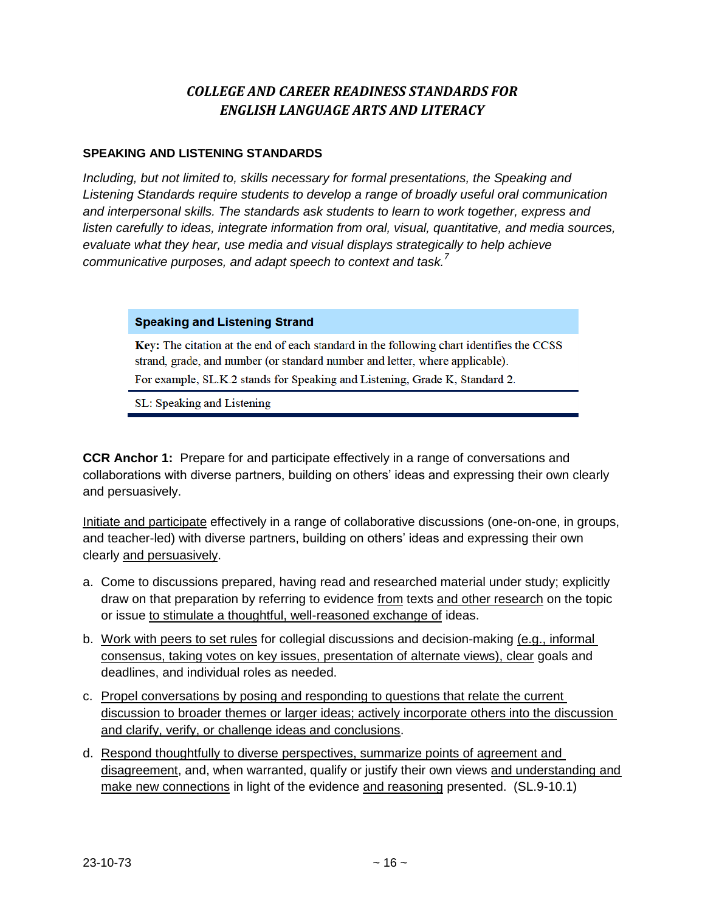## *COLLEGE AND CAREER READINESS STANDARDS FOR ENGLISH LANGUAGE ARTS AND LITERACY*

### SPEAKING AND LISTENING STANDARDS

*Including, but not limited to, skills necessary for formal presentations, the Speaking and Listening Standards require students to develop a range of broadly useful oral communication and interpersonal skills. The standards ask students to learn to work together, express and listen carefully to ideas, integrate information from oral, visual, quantitative, and media sources, evaluate what they hear, use media and visual displays strategically to help achieve communicative purposes, and adapt speech to context and task.*[7]

| **Speaking and Listening Strand** |
| --- |
| **Key:** The citation at the end of each standard in the following chart identifies the CCSS strand, grade, and number (or standard number and letter, where applicable). For example, SL.K.2 stands for Speaking and Listening, Grade K, Standard 2. |
| SL: Speaking and Listening |

**CCR Anchor 1:** Prepare for and participate effectively in a range of conversations and collaborations with diverse partners, building on others' ideas and expressing their own clearly and persuasively.

<u>Initiate and participate</u> effectively in a range of collaborative discussions (one-on-one, in groups, and teacher-led) with diverse partners, building on others' ideas and expressing their own clearly <u>and persuasively</u>.

a. Come to discussions prepared, having read and researched material under study; explicitly draw on that preparation by referring to evidence <u>from</u> texts <u>and other research</u> on the topic or issue <u>to stimulate a thoughtful, well-reasoned exchange of</u> ideas.

b. <u>Work with peers to set rules</u> for collegial discussions and decision-making <u>(e.g., informal consensus, taking votes on key issues, presentation of alternate views), clear</u> goals and deadlines, and individual roles as needed.

c. <u>Propel conversations by posing and responding to questions that relate the current discussion to broader themes or larger ideas; actively incorporate others into the discussion and clarify, verify, or challenge ideas and conclusions</u>.

d. <u>Respond thoughtfully to diverse perspectives, summarize points of agreement and disagreement</u>, and, when warranted, qualify or justify their own views <u>and understanding and make new connections</u> in light of the evidence <u>and reasoning</u> presented. (SL.9-10.1)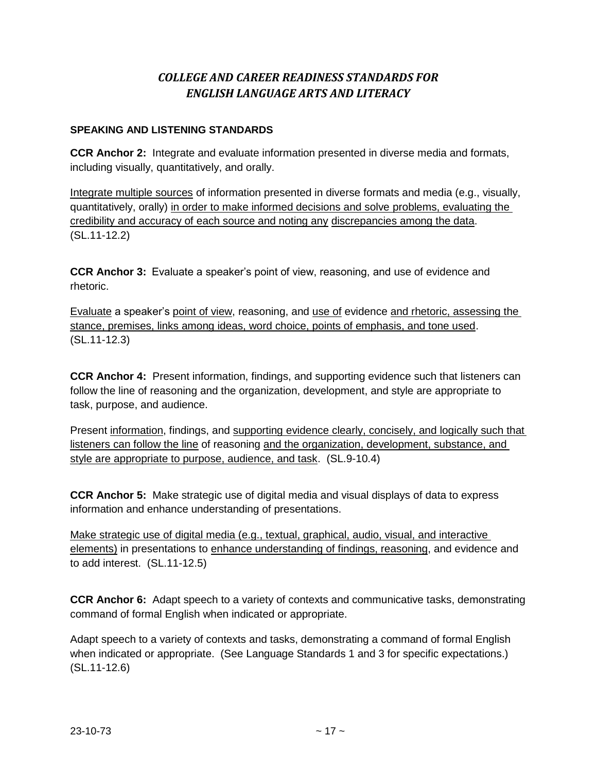## *COLLEGE AND CAREER READINESS STANDARDS FOR ENGLISH LANGUAGE ARTS AND LITERACY*

**SPEAKING AND LISTENING STANDARDS**

**CCR Anchor 2:** Integrate and evaluate information presented in diverse media and formats, including visually, quantitatively, and orally.

Integrate multiple sources of information presented in diverse formats and media (e.g., visually, quantitatively, orally) in order to make informed decisions and solve problems, evaluating the credibility and accuracy of each source and noting any discrepancies among the data. (SL.11-12.2)

**CCR Anchor 3:** Evaluate a speaker's point of view, reasoning, and use of evidence and rhetoric.

Evaluate a speaker's point of view, reasoning, and use of evidence and rhetoric, assessing the stance, premises, links among ideas, word choice, points of emphasis, and tone used. (SL.11-12.3)

**CCR Anchor 4:** Present information, findings, and supporting evidence such that listeners can follow the line of reasoning and the organization, development, and style are appropriate to task, purpose, and audience.

Present information, findings, and supporting evidence clearly, concisely, and logically such that listeners can follow the line of reasoning and the organization, development, substance, and style are appropriate to purpose, audience, and task. (SL.9-10.4)

**CCR Anchor 5:** Make strategic use of digital media and visual displays of data to express information and enhance understanding of presentations.

Make strategic use of digital media (e.g., textual, graphical, audio, visual, and interactive elements) in presentations to enhance understanding of findings, reasoning, and evidence and to add interest. (SL.11-12.5)

**CCR Anchor 6:** Adapt speech to a variety of contexts and communicative tasks, demonstrating command of formal English when indicated or appropriate.

Adapt speech to a variety of contexts and tasks, demonstrating a command of formal English when indicated or appropriate. (See Language Standards 1 and 3 for specific expectations.) (SL.11-12.6)

23-10-73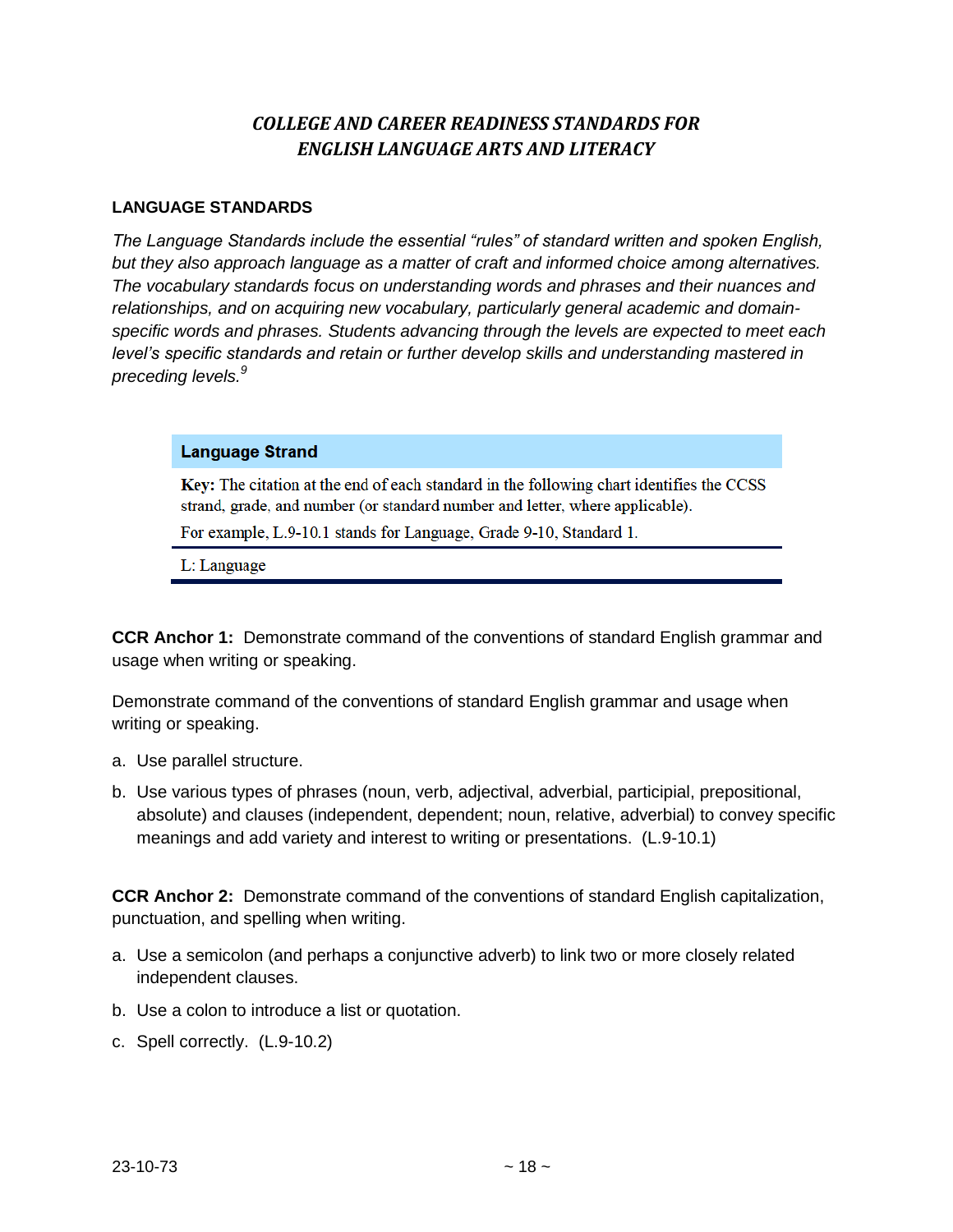## *COLLEGE AND CAREER READINESS STANDARDS FOR ENGLISH LANGUAGE ARTS AND LITERACY*

### LANGUAGE STANDARDS

*The Language Standards include the essential "rules" of standard written and spoken English, but they also approach language as a matter of craft and informed choice among alternatives. The vocabulary standards focus on understanding words and phrases and their nuances and relationships, and on acquiring new vocabulary, particularly general academic and domain-specific words and phrases. Students advancing through the levels are expected to meet each level's specific standards and retain or further develop skills and understanding mastered in preceding levels.*[9]

| Language Strand |
|---|
| **Key:** The citation at the end of each standard in the following chart identifies the CCSS strand, grade, and number (or standard number and letter, where applicable).<br>For example, L.9-10.1 stands for Language, Grade 9-10, Standard 1. |
| L: Language |

**CCR Anchor 1:** Demonstrate command of the conventions of standard English grammar and usage when writing or speaking.

Demonstrate command of the conventions of standard English grammar and usage when writing or speaking.

a. Use parallel structure.
b. Use various types of phrases (noun, verb, adjectival, adverbial, participial, prepositional, absolute) and clauses (independent, dependent; noun, relative, adverbial) to convey specific meanings and add variety and interest to writing or presentations. (L.9-10.1)

**CCR Anchor 2:** Demonstrate command of the conventions of standard English capitalization, punctuation, and spelling when writing.

a. Use a semicolon (and perhaps a conjunctive adverb) to link two or more closely related independent clauses.
b. Use a colon to introduce a list or quotation.
c. Spell correctly. (L.9-10.2)

23-10-73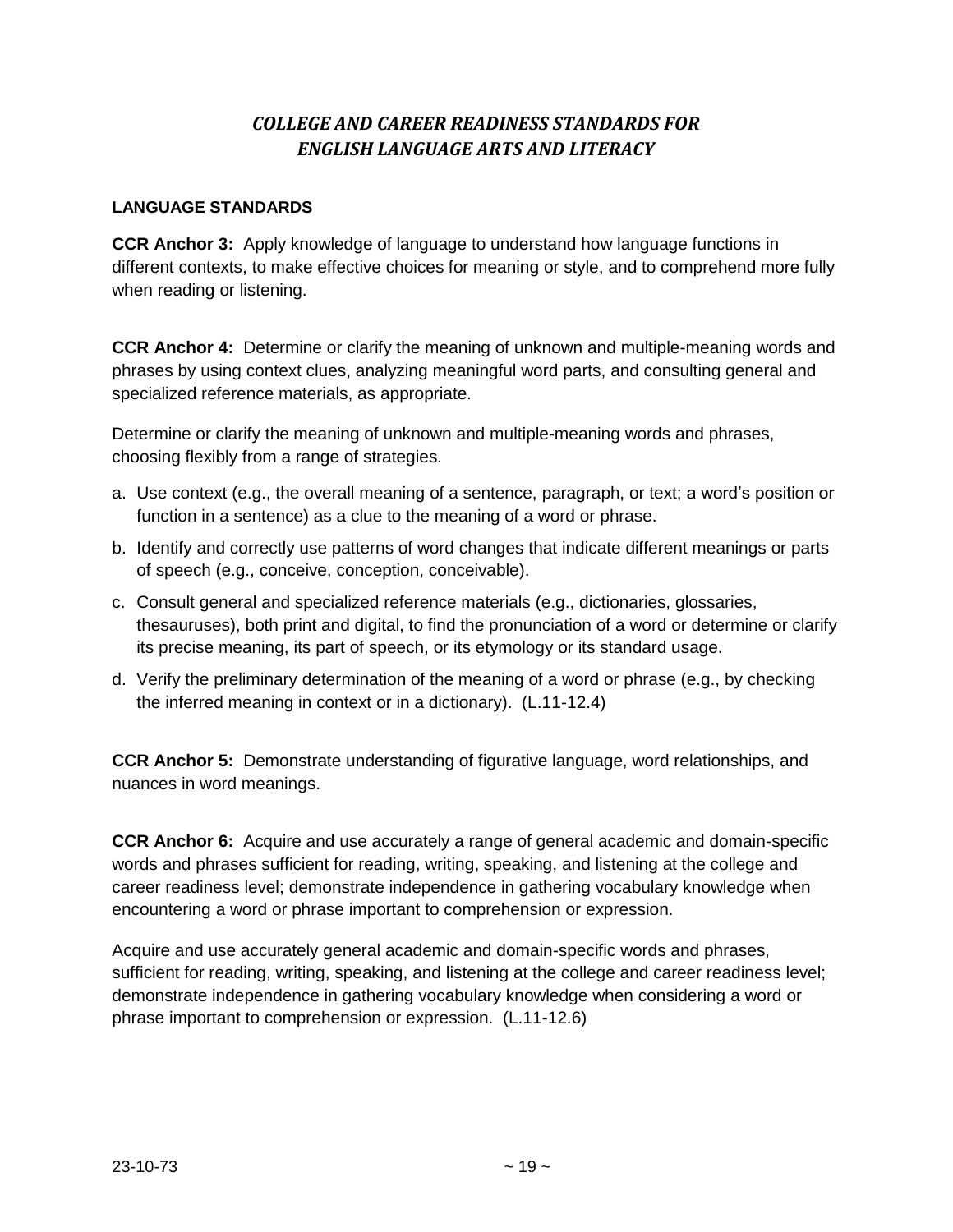## *COLLEGE AND CAREER READINESS STANDARDS FOR ENGLISH LANGUAGE ARTS AND LITERACY*

### LANGUAGE STANDARDS

**CCR Anchor 3:** Apply knowledge of language to understand how language functions in different contexts, to make effective choices for meaning or style, and to comprehend more fully when reading or listening.

**CCR Anchor 4:** Determine or clarify the meaning of unknown and multiple-meaning words and phrases by using context clues, analyzing meaningful word parts, and consulting general and specialized reference materials, as appropriate.

Determine or clarify the meaning of unknown and multiple-meaning words and phrases, choosing flexibly from a range of strategies.

a. Use context (e.g., the overall meaning of a sentence, paragraph, or text; a word's position or function in a sentence) as a clue to the meaning of a word or phrase.
b. Identify and correctly use patterns of word changes that indicate different meanings or parts of speech (e.g., conceive, conception, conceivable).
c. Consult general and specialized reference materials (e.g., dictionaries, glossaries, thesauruses), both print and digital, to find the pronunciation of a word or determine or clarify its precise meaning, its part of speech, or its etymology or its standard usage.
d. Verify the preliminary determination of the meaning of a word or phrase (e.g., by checking the inferred meaning in context or in a dictionary). (L.11-12.4)

**CCR Anchor 5:** Demonstrate understanding of figurative language, word relationships, and nuances in word meanings.

**CCR Anchor 6:** Acquire and use accurately a range of general academic and domain-specific words and phrases sufficient for reading, writing, speaking, and listening at the college and career readiness level; demonstrate independence in gathering vocabulary knowledge when encountering a word or phrase important to comprehension or expression.

Acquire and use accurately general academic and domain-specific words and phrases, sufficient for reading, writing, speaking, and listening at the college and career readiness level; demonstrate independence in gathering vocabulary knowledge when considering a word or phrase important to comprehension or expression. (L.11-12.6)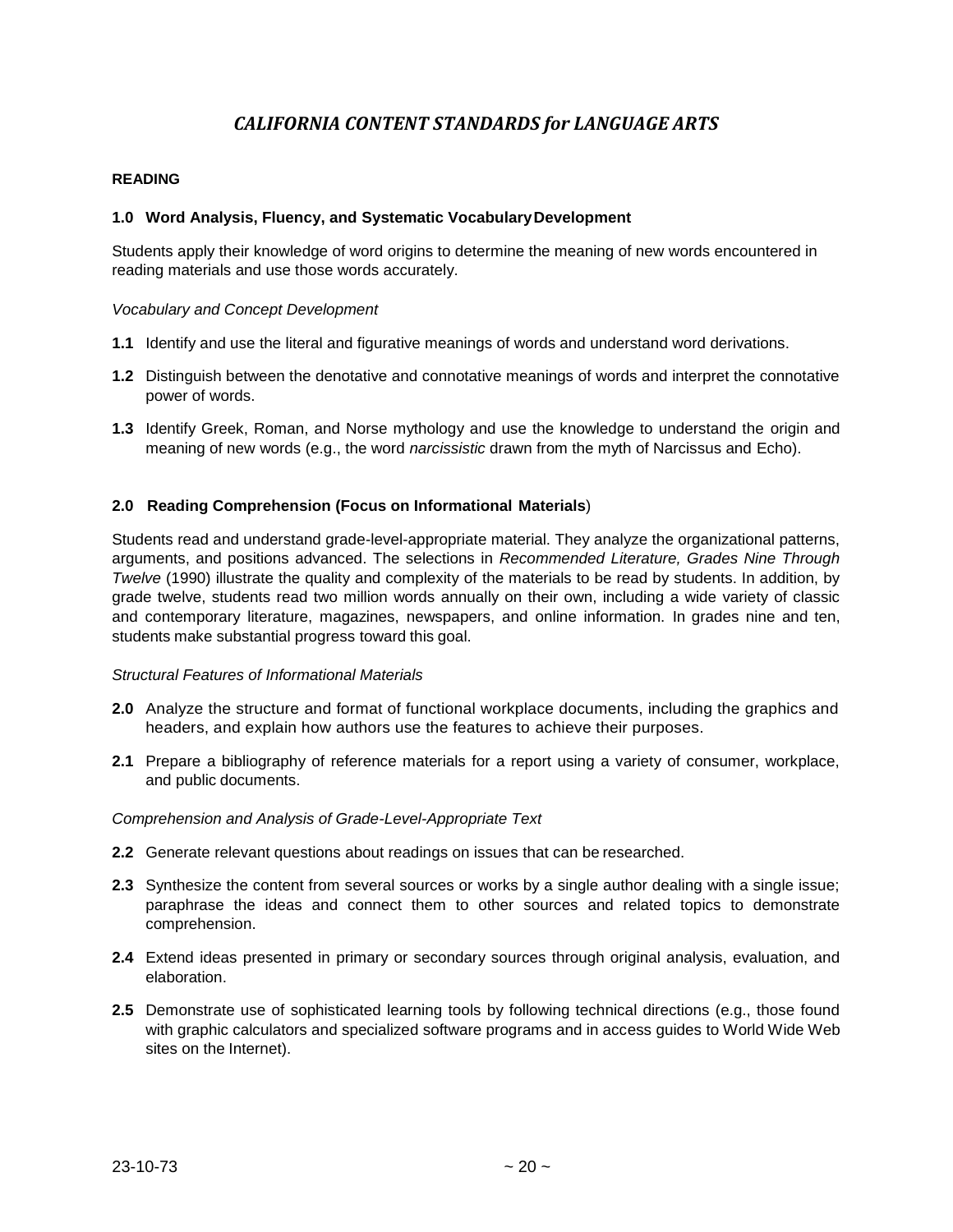# *CALIFORNIA CONTENT STANDARDS for LANGUAGE ARTS*

## READING

### 1.0 Word Analysis, Fluency, and Systematic Vocabulary Development

Students apply their knowledge of word origins to determine the meaning of new words encountered in reading materials and use those words accurately.

*Vocabulary and Concept Development*

**1.1** Identify and use the literal and figurative meanings of words and understand word derivations.

**1.2** Distinguish between the denotative and connotative meanings of words and interpret the connotative power of words.

**1.3** Identify Greek, Roman, and Norse mythology and use the knowledge to understand the origin and meaning of new words (e.g., the word *narcissistic* drawn from the myth of Narcissus and Echo).

### 2.0 Reading Comprehension (Focus on Informational Materials)

Students read and understand grade-level-appropriate material. They analyze the organizational patterns, arguments, and positions advanced. The selections in *Recommended Literature, Grades Nine Through Twelve* (1990) illustrate the quality and complexity of the materials to be read by students. In addition, by grade twelve, students read two million words annually on their own, including a wide variety of classic and contemporary literature, magazines, newspapers, and online information. In grades nine and ten, students make substantial progress toward this goal.

*Structural Features of Informational Materials*

**2.0** Analyze the structure and format of functional workplace documents, including the graphics and headers, and explain how authors use the features to achieve their purposes.

**2.1** Prepare a bibliography of reference materials for a report using a variety of consumer, workplace, and public documents.

*Comprehension and Analysis of Grade-Level-Appropriate Text*

**2.2** Generate relevant questions about readings on issues that can be researched.

**2.3** Synthesize the content from several sources or works by a single author dealing with a single issue; paraphrase the ideas and connect them to other sources and related topics to demonstrate comprehension.

**2.4** Extend ideas presented in primary or secondary sources through original analysis, evaluation, and elaboration.

**2.5** Demonstrate use of sophisticated learning tools by following technical directions (e.g., those found with graphic calculators and specialized software programs and in access guides to World Wide Web sites on the Internet).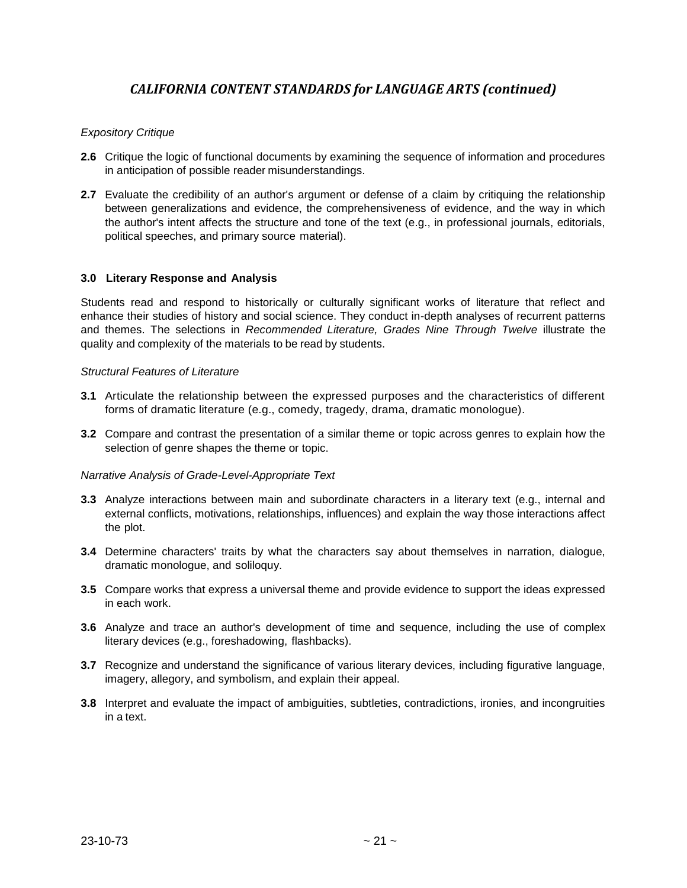## *CALIFORNIA CONTENT STANDARDS for LANGUAGE ARTS (continued)*

*Expository Critique*

**2.6** Critique the logic of functional documents by examining the sequence of information and procedures in anticipation of possible reader misunderstandings.

**2.7** Evaluate the credibility of an author's argument or defense of a claim by critiquing the relationship between generalizations and evidence, the comprehensiveness of evidence, and the way in which the author's intent affects the structure and tone of the text (e.g., in professional journals, editorials, political speeches, and primary source material).

### 3.0 Literary Response and Analysis

Students read and respond to historically or culturally significant works of literature that reflect and enhance their studies of history and social science. They conduct in-depth analyses of recurrent patterns and themes. The selections in *Recommended Literature, Grades Nine Through Twelve* illustrate the quality and complexity of the materials to be read by students.

*Structural Features of Literature*

**3.1** Articulate the relationship between the expressed purposes and the characteristics of different forms of dramatic literature (e.g., comedy, tragedy, drama, dramatic monologue).

**3.2** Compare and contrast the presentation of a similar theme or topic across genres to explain how the selection of genre shapes the theme or topic.

*Narrative Analysis of Grade-Level-Appropriate Text*

**3.3** Analyze interactions between main and subordinate characters in a literary text (e.g., internal and external conflicts, motivations, relationships, influences) and explain the way those interactions affect the plot.

**3.4** Determine characters' traits by what the characters say about themselves in narration, dialogue, dramatic monologue, and soliloquy.

**3.5** Compare works that express a universal theme and provide evidence to support the ideas expressed in each work.

**3.6** Analyze and trace an author's development of time and sequence, including the use of complex literary devices (e.g., foreshadowing, flashbacks).

**3.7** Recognize and understand the significance of various literary devices, including figurative language, imagery, allegory, and symbolism, and explain their appeal.

**3.8** Interpret and evaluate the impact of ambiguities, subtleties, contradictions, ironies, and incongruities in a text.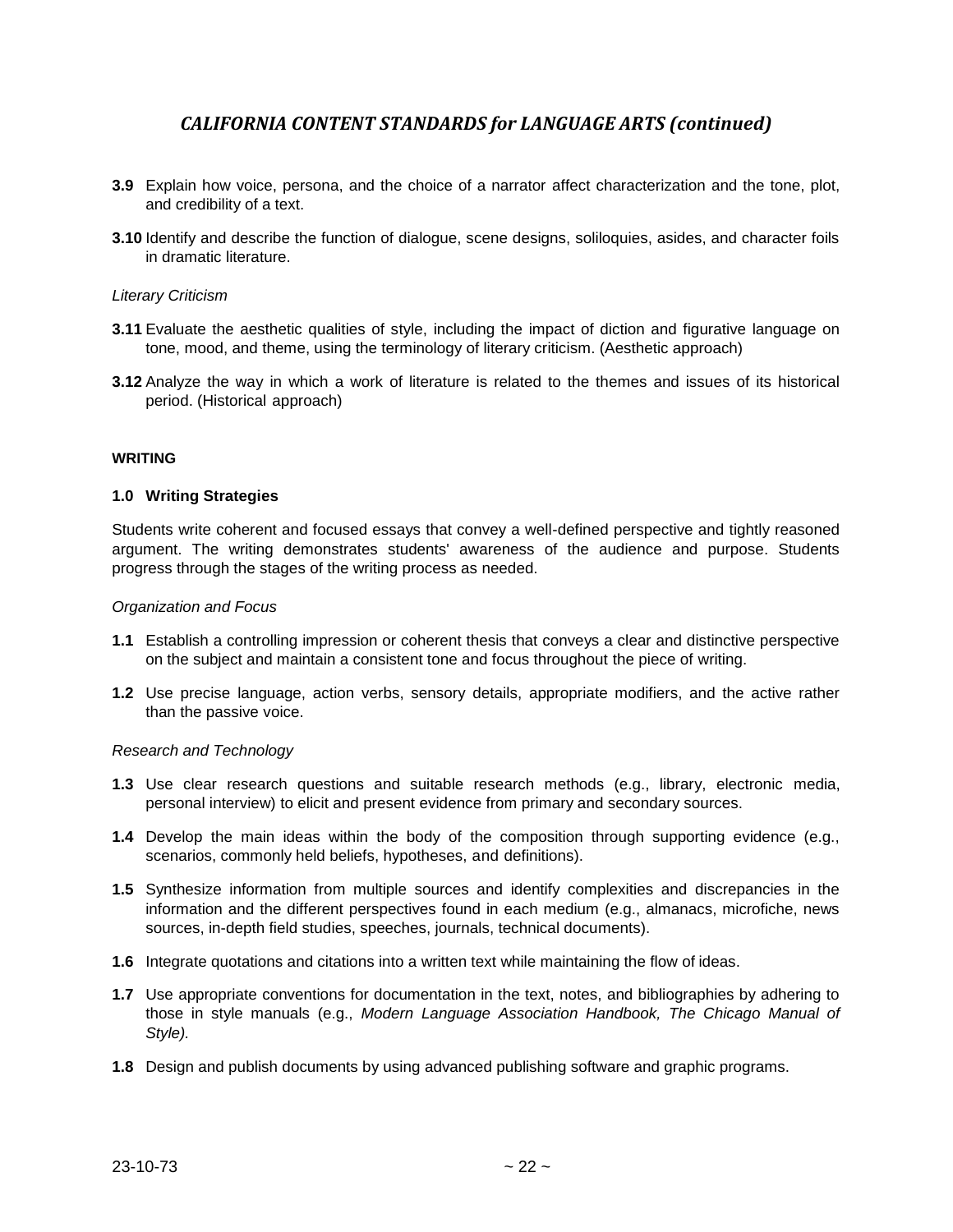## *CALIFORNIA CONTENT STANDARDS for LANGUAGE ARTS (continued)*

**3.9** Explain how voice, persona, and the choice of a narrator affect characterization and the tone, plot, and credibility of a text.

**3.10** Identify and describe the function of dialogue, scene designs, soliloquies, asides, and character foils in dramatic literature.

*Literary Criticism*

**3.11** Evaluate the aesthetic qualities of style, including the impact of diction and figurative language on tone, mood, and theme, using the terminology of literary criticism. (Aesthetic approach)

**3.12** Analyze the way in which a work of literature is related to the themes and issues of its historical period. (Historical approach)

**WRITING**

**1.0 Writing Strategies**

Students write coherent and focused essays that convey a well-defined perspective and tightly reasoned argument. The writing demonstrates students' awareness of the audience and purpose. Students progress through the stages of the writing process as needed.

*Organization and Focus*

**1.1** Establish a controlling impression or coherent thesis that conveys a clear and distinctive perspective on the subject and maintain a consistent tone and focus throughout the piece of writing.

**1.2** Use precise language, action verbs, sensory details, appropriate modifiers, and the active rather than the passive voice.

*Research and Technology*

**1.3** Use clear research questions and suitable research methods (e.g., library, electronic media, personal interview) to elicit and present evidence from primary and secondary sources.

**1.4** Develop the main ideas within the body of the composition through supporting evidence (e.g., scenarios, commonly held beliefs, hypotheses, and definitions).

**1.5** Synthesize information from multiple sources and identify complexities and discrepancies in the information and the different perspectives found in each medium (e.g., almanacs, microfiche, news sources, in-depth field studies, speeches, journals, technical documents).

**1.6** Integrate quotations and citations into a written text while maintaining the flow of ideas.

**1.7** Use appropriate conventions for documentation in the text, notes, and bibliographies by adhering to those in style manuals (e.g., *Modern Language Association Handbook, The Chicago Manual of Style).*

**1.8** Design and publish documents by using advanced publishing software and graphic programs.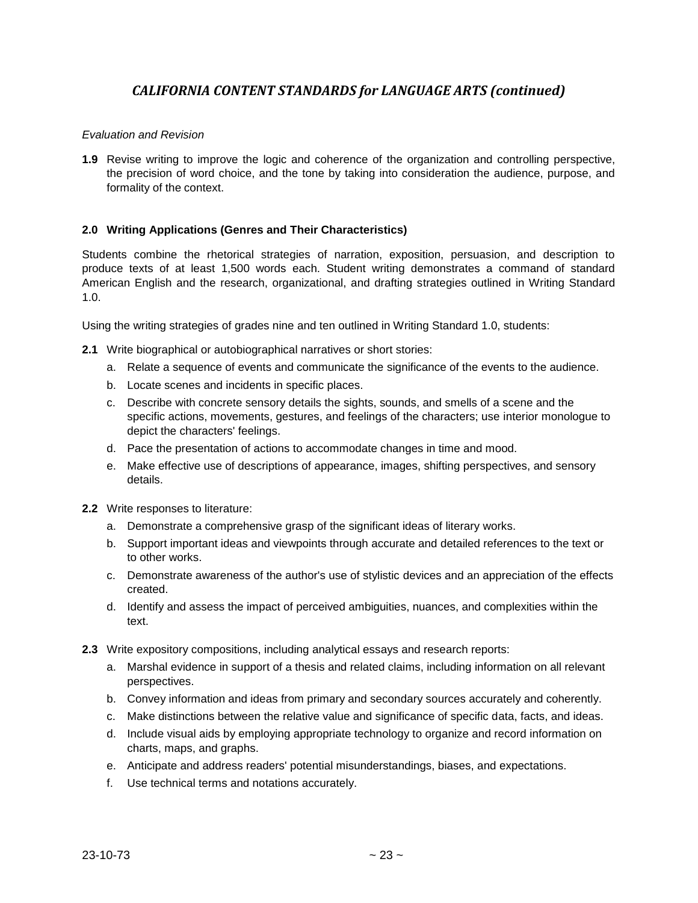## *CALIFORNIA CONTENT STANDARDS for LANGUAGE ARTS (continued)*

*Evaluation and Revision*

**1.9** Revise writing to improve the logic and coherence of the organization and controlling perspective, the precision of word choice, and the tone by taking into consideration the audience, purpose, and formality of the context.

### 2.0 Writing Applications (Genres and Their Characteristics)

Students combine the rhetorical strategies of narration, exposition, persuasion, and description to produce texts of at least 1,500 words each. Student writing demonstrates a command of standard American English and the research, organizational, and drafting strategies outlined in Writing Standard 1.0.

Using the writing strategies of grades nine and ten outlined in Writing Standard 1.0, students:

**2.1** Write biographical or autobiographical narratives or short stories:

- a. Relate a sequence of events and communicate the significance of the events to the audience.
- b. Locate scenes and incidents in specific places.
- c. Describe with concrete sensory details the sights, sounds, and smells of a scene and the specific actions, movements, gestures, and feelings of the characters; use interior monologue to depict the characters' feelings.
- d. Pace the presentation of actions to accommodate changes in time and mood.
- e. Make effective use of descriptions of appearance, images, shifting perspectives, and sensory details.

**2.2** Write responses to literature:

- a. Demonstrate a comprehensive grasp of the significant ideas of literary works.
- b. Support important ideas and viewpoints through accurate and detailed references to the text or to other works.
- c. Demonstrate awareness of the author's use of stylistic devices and an appreciation of the effects created.
- d. Identify and assess the impact of perceived ambiguities, nuances, and complexities within the text.

**2.3** Write expository compositions, including analytical essays and research reports:

- a. Marshal evidence in support of a thesis and related claims, including information on all relevant perspectives.
- b. Convey information and ideas from primary and secondary sources accurately and coherently.
- c. Make distinctions between the relative value and significance of specific data, facts, and ideas.
- d. Include visual aids by employing appropriate technology to organize and record information on charts, maps, and graphs.
- e. Anticipate and address readers' potential misunderstandings, biases, and expectations.
- f. Use technical terms and notations accurately.

23-10-73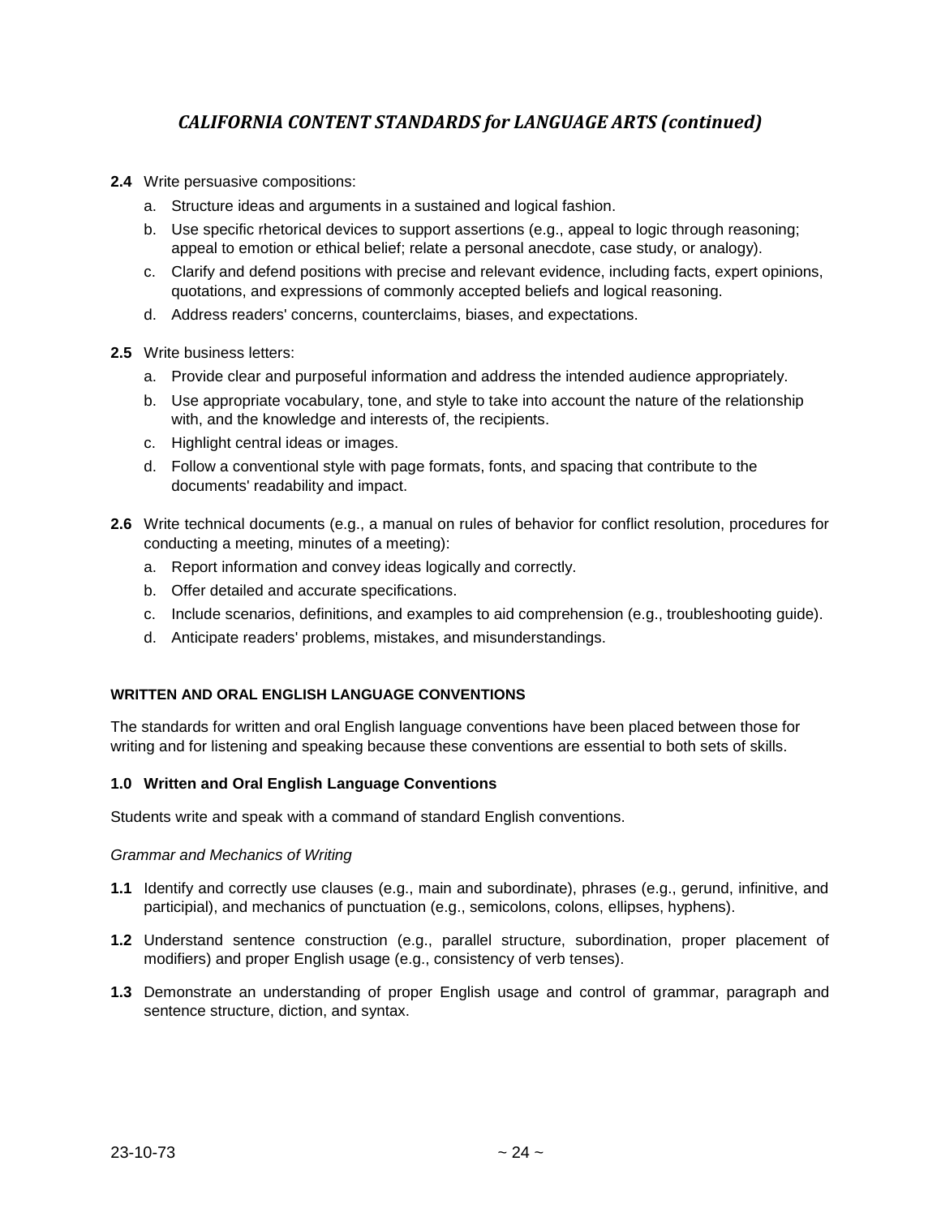## *CALIFORNIA CONTENT STANDARDS for LANGUAGE ARTS (continued)*

**2.4** Write persuasive compositions:

a. Structure ideas and arguments in a sustained and logical fashion.

b. Use specific rhetorical devices to support assertions (e.g., appeal to logic through reasoning; appeal to emotion or ethical belief; relate a personal anecdote, case study, or analogy).

c. Clarify and defend positions with precise and relevant evidence, including facts, expert opinions, quotations, and expressions of commonly accepted beliefs and logical reasoning.

d. Address readers' concerns, counterclaims, biases, and expectations.

**2.5** Write business letters:

a. Provide clear and purposeful information and address the intended audience appropriately.

b. Use appropriate vocabulary, tone, and style to take into account the nature of the relationship with, and the knowledge and interests of, the recipients.

c. Highlight central ideas or images.

d. Follow a conventional style with page formats, fonts, and spacing that contribute to the documents' readability and impact.

**2.6** Write technical documents (e.g., a manual on rules of behavior for conflict resolution, procedures for conducting a meeting, minutes of a meeting):

a. Report information and convey ideas logically and correctly.

b. Offer detailed and accurate specifications.

c. Include scenarios, definitions, and examples to aid comprehension (e.g., troubleshooting guide).

d. Anticipate readers' problems, mistakes, and misunderstandings.

### WRITTEN AND ORAL ENGLISH LANGUAGE CONVENTIONS

The standards for written and oral English language conventions have been placed between those for writing and for listening and speaking because these conventions are essential to both sets of skills.

### 1.0 Written and Oral English Language Conventions

Students write and speak with a command of standard English conventions.

*Grammar and Mechanics of Writing*

**1.1** Identify and correctly use clauses (e.g., main and subordinate), phrases (e.g., gerund, infinitive, and participial), and mechanics of punctuation (e.g., semicolons, colons, ellipses, hyphens).

**1.2** Understand sentence construction (e.g., parallel structure, subordination, proper placement of modifiers) and proper English usage (e.g., consistency of verb tenses).

**1.3** Demonstrate an understanding of proper English usage and control of grammar, paragraph and sentence structure, diction, and syntax.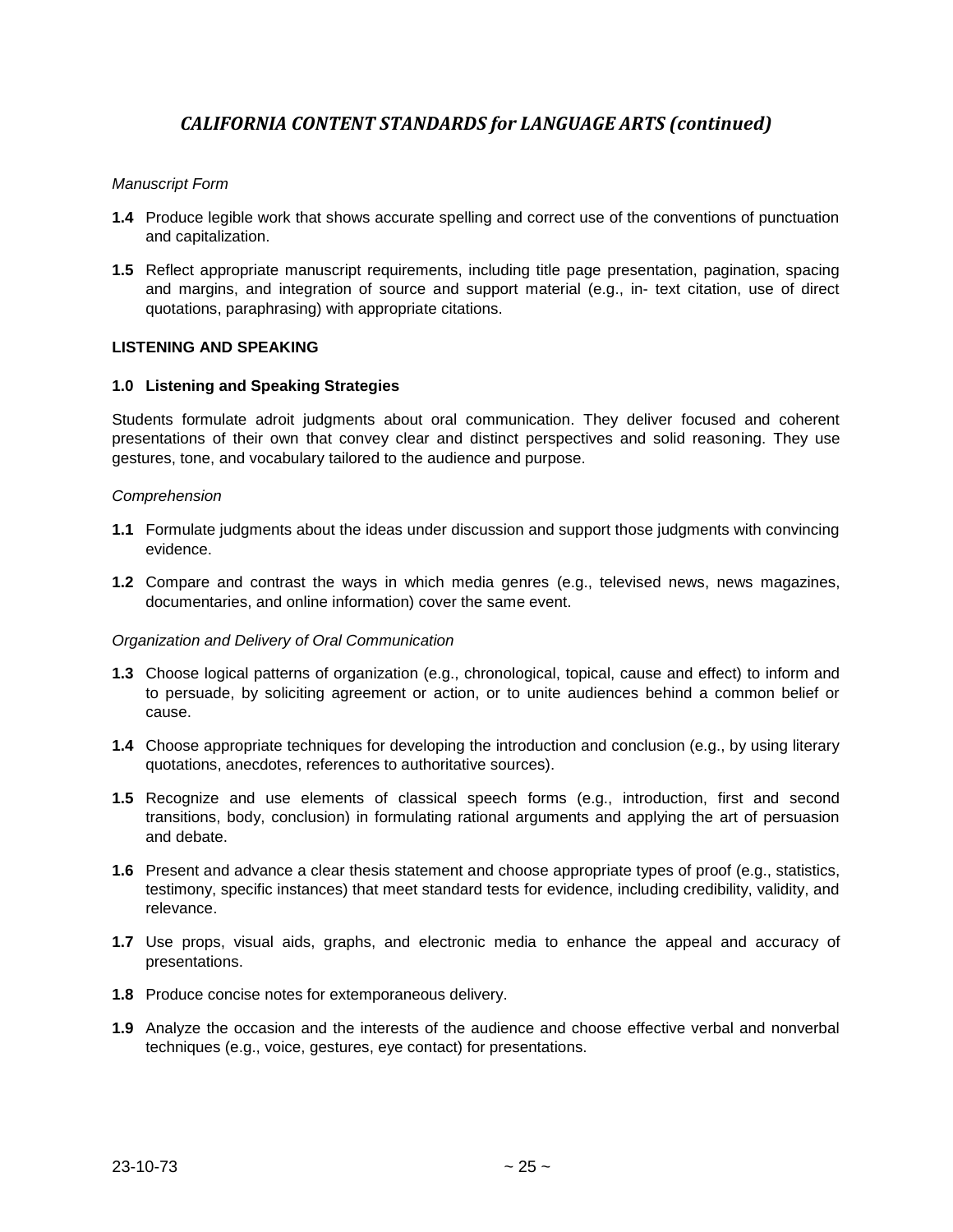## *CALIFORNIA CONTENT STANDARDS for LANGUAGE ARTS (continued)*

*Manuscript Form*

**1.4** Produce legible work that shows accurate spelling and correct use of the conventions of punctuation and capitalization.

**1.5** Reflect appropriate manuscript requirements, including title page presentation, pagination, spacing and margins, and integration of source and support material (e.g., in- text citation, use of direct quotations, paraphrasing) with appropriate citations.

**LISTENING AND SPEAKING**

**1.0 Listening and Speaking Strategies**

Students formulate adroit judgments about oral communication. They deliver focused and coherent presentations of their own that convey clear and distinct perspectives and solid reasoning. They use gestures, tone, and vocabulary tailored to the audience and purpose.

*Comprehension*

**1.1** Formulate judgments about the ideas under discussion and support those judgments with convincing evidence.

**1.2** Compare and contrast the ways in which media genres (e.g., televised news, news magazines, documentaries, and online information) cover the same event.

*Organization and Delivery of Oral Communication*

**1.3** Choose logical patterns of organization (e.g., chronological, topical, cause and effect) to inform and to persuade, by soliciting agreement or action, or to unite audiences behind a common belief or cause.

**1.4** Choose appropriate techniques for developing the introduction and conclusion (e.g., by using literary quotations, anecdotes, references to authoritative sources).

**1.5** Recognize and use elements of classical speech forms (e.g., introduction, first and second transitions, body, conclusion) in formulating rational arguments and applying the art of persuasion and debate.

**1.6** Present and advance a clear thesis statement and choose appropriate types of proof (e.g., statistics, testimony, specific instances) that meet standard tests for evidence, including credibility, validity, and relevance.

**1.7** Use props, visual aids, graphs, and electronic media to enhance the appeal and accuracy of presentations.

**1.8** Produce concise notes for extemporaneous delivery.

**1.9** Analyze the occasion and the interests of the audience and choose effective verbal and nonverbal techniques (e.g., voice, gestures, eye contact) for presentations.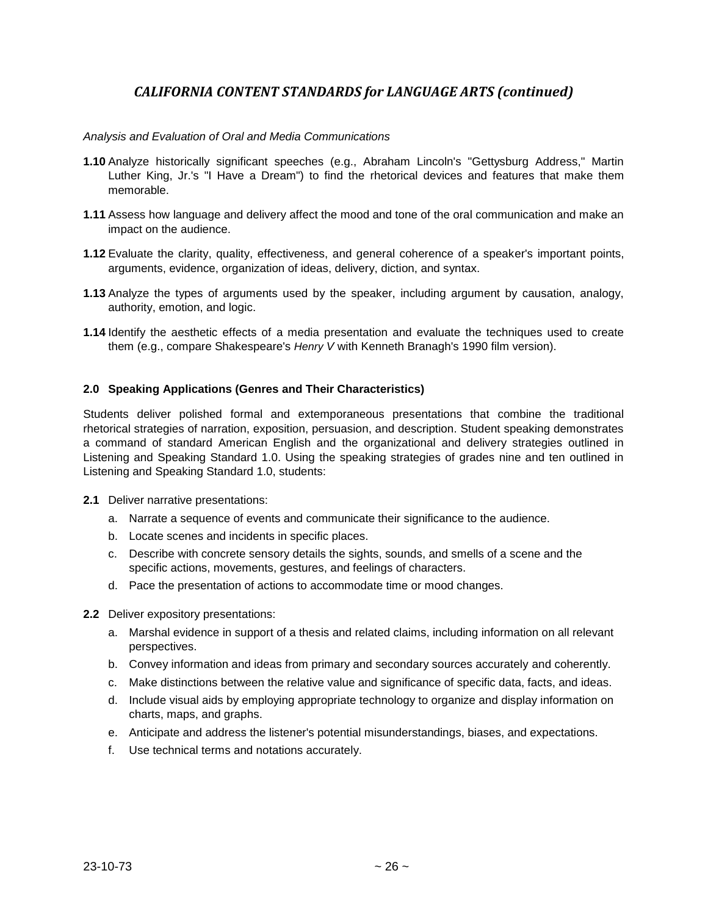## *CALIFORNIA CONTENT STANDARDS for LANGUAGE ARTS (continued)*

*Analysis and Evaluation of Oral and Media Communications*

**1.10** Analyze historically significant speeches (e.g., Abraham Lincoln's "Gettysburg Address," Martin Luther King, Jr.'s "I Have a Dream") to find the rhetorical devices and features that make them memorable.

**1.11** Assess how language and delivery affect the mood and tone of the oral communication and make an impact on the audience.

**1.12** Evaluate the clarity, quality, effectiveness, and general coherence of a speaker's important points, arguments, evidence, organization of ideas, delivery, diction, and syntax.

**1.13** Analyze the types of arguments used by the speaker, including argument by causation, analogy, authority, emotion, and logic.

**1.14** Identify the aesthetic effects of a media presentation and evaluate the techniques used to create them (e.g., compare Shakespeare's *Henry V* with Kenneth Branagh's 1990 film version).

### 2.0 Speaking Applications (Genres and Their Characteristics)

Students deliver polished formal and extemporaneous presentations that combine the traditional rhetorical strategies of narration, exposition, persuasion, and description. Student speaking demonstrates a command of standard American English and the organizational and delivery strategies outlined in Listening and Speaking Standard 1.0. Using the speaking strategies of grades nine and ten outlined in Listening and Speaking Standard 1.0, students:

**2.1** Deliver narrative presentations:

a. Narrate a sequence of events and communicate their significance to the audience.
b. Locate scenes and incidents in specific places.
c. Describe with concrete sensory details the sights, sounds, and smells of a scene and the specific actions, movements, gestures, and feelings of characters.
d. Pace the presentation of actions to accommodate time or mood changes.

**2.2** Deliver expository presentations:

a. Marshal evidence in support of a thesis and related claims, including information on all relevant perspectives.
b. Convey information and ideas from primary and secondary sources accurately and coherently.
c. Make distinctions between the relative value and significance of specific data, facts, and ideas.
d. Include visual aids by employing appropriate technology to organize and display information on charts, maps, and graphs.
e. Anticipate and address the listener's potential misunderstandings, biases, and expectations.
f. Use technical terms and notations accurately.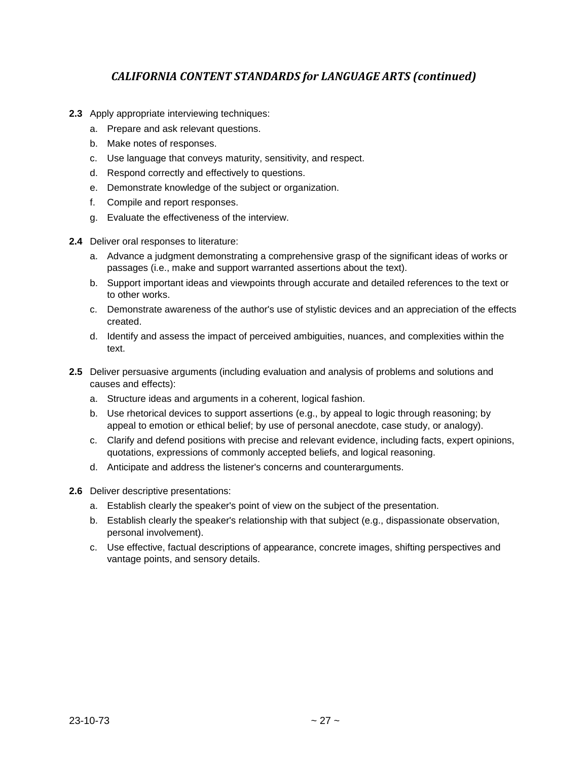## *CALIFORNIA CONTENT STANDARDS for LANGUAGE ARTS (continued)*

**2.3** Apply appropriate interviewing techniques:

a. Prepare and ask relevant questions.
b. Make notes of responses.
c. Use language that conveys maturity, sensitivity, and respect.
d. Respond correctly and effectively to questions.
e. Demonstrate knowledge of the subject or organization.
f. Compile and report responses.
g. Evaluate the effectiveness of the interview.

**2.4** Deliver oral responses to literature:

a. Advance a judgment demonstrating a comprehensive grasp of the significant ideas of works or passages (i.e., make and support warranted assertions about the text).
b. Support important ideas and viewpoints through accurate and detailed references to the text or to other works.
c. Demonstrate awareness of the author's use of stylistic devices and an appreciation of the effects created.
d. Identify and assess the impact of perceived ambiguities, nuances, and complexities within the text.

**2.5** Deliver persuasive arguments (including evaluation and analysis of problems and solutions and causes and effects):

a. Structure ideas and arguments in a coherent, logical fashion.
b. Use rhetorical devices to support assertions (e.g., by appeal to logic through reasoning; by appeal to emotion or ethical belief; by use of personal anecdote, case study, or analogy).
c. Clarify and defend positions with precise and relevant evidence, including facts, expert opinions, quotations, expressions of commonly accepted beliefs, and logical reasoning.
d. Anticipate and address the listener's concerns and counterarguments.

**2.6** Deliver descriptive presentations:

a. Establish clearly the speaker's point of view on the subject of the presentation.
b. Establish clearly the speaker's relationship with that subject (e.g., dispassionate observation, personal involvement).
c. Use effective, factual descriptions of appearance, concrete images, shifting perspectives and vantage points, and sensory details.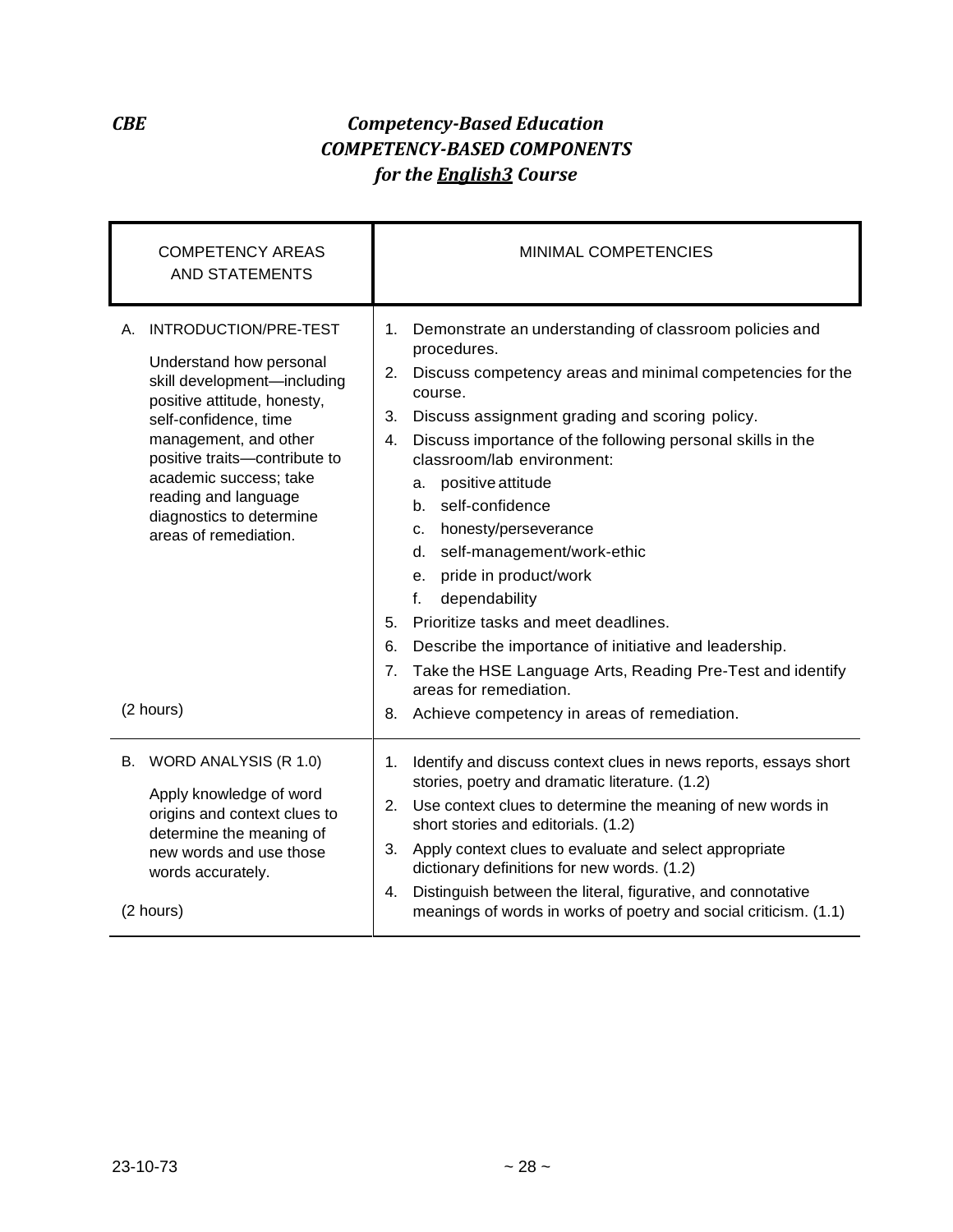***CBE*** ***Competency-Based Education***

## *COMPETENCY-BASED COMPONENTS*
## *for the English3 Course*

| COMPETENCY AREAS AND STATEMENTS | MINIMAL COMPETENCIES |
|---|---|
| A. INTRODUCTION/PRE-TEST<br><br>Understand how personal skill development—including positive attitude, honesty, self-confidence, time management, and other positive traits—contribute to academic success; take reading and language diagnostics to determine areas of remediation.<br><br>(2 hours) | 1. Demonstrate an understanding of classroom policies and procedures.<br>2. Discuss competency areas and minimal competencies for the course.<br>3. Discuss assignment grading and scoring policy.<br>4. Discuss importance of the following personal skills in the classroom/lab environment:<br>a. positive attitude<br>b. self-confidence<br>c. honesty/perseverance<br>d. self-management/work-ethic<br>e. pride in product/work<br>f. dependability<br>5. Prioritize tasks and meet deadlines.<br>6. Describe the importance of initiative and leadership.<br>7. Take the HSE Language Arts, Reading Pre-Test and identify areas for remediation.<br>8. Achieve competency in areas of remediation. |
| B. WORD ANALYSIS (R 1.0)<br><br>Apply knowledge of word origins and context clues to determine the meaning of new words and use those words accurately.<br><br>(2 hours) | 1. Identify and discuss context clues in news reports, essays short stories, poetry and dramatic literature. (1.2)<br>2. Use context clues to determine the meaning of new words in short stories and editorials. (1.2)<br>3. Apply context clues to evaluate and select appropriate dictionary definitions for new words. (1.2)<br>4. Distinguish between the literal, figurative, and connotative meanings of words in works of poetry and social criticism. (1.1) |

23-10-73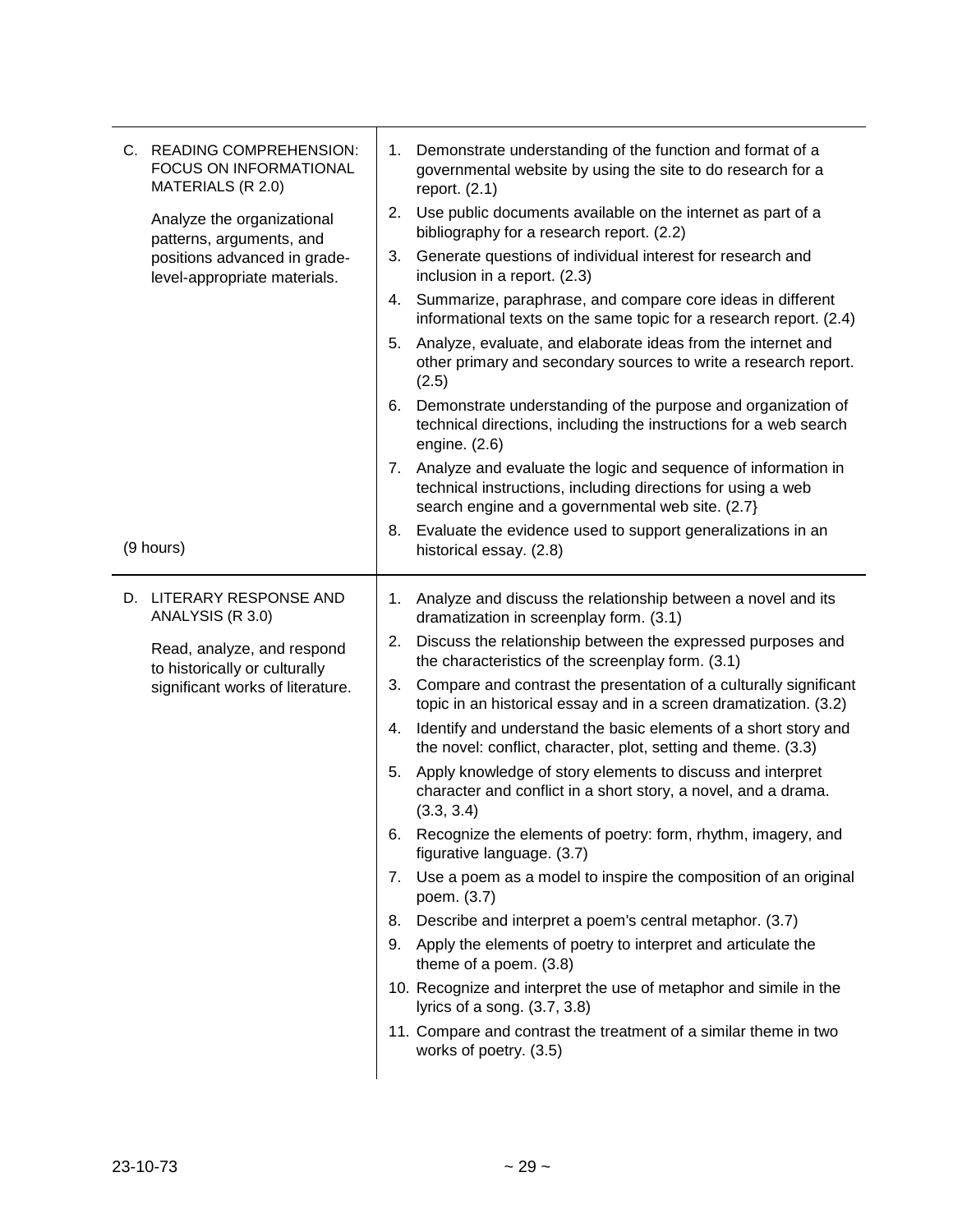| | |
|---|---|
| C. READING COMPREHENSION: FOCUS ON INFORMATIONAL MATERIALS (R 2.0)<br><br>Analyze the organizational patterns, arguments, and positions advanced in grade-level-appropriate materials.<br><br>(9 hours) | 1. Demonstrate understanding of the function and format of a governmental website by using the site to do research for a report. (2.1)<br>2. Use public documents available on the internet as part of a bibliography for a research report. (2.2)<br>3. Generate questions of individual interest for research and inclusion in a report. (2.3)<br>4. Summarize, paraphrase, and compare core ideas in different informational texts on the same topic for a research report. (2.4)<br>5. Analyze, evaluate, and elaborate ideas from the internet and other primary and secondary sources to write a research report. (2.5)<br>6. Demonstrate understanding of the purpose and organization of technical directions, including the instructions for a web search engine. (2.6)<br>7. Analyze and evaluate the logic and sequence of information in technical instructions, including directions for using a web search engine and a governmental web site. (2.7}<br>8. Evaluate the evidence used to support generalizations in an historical essay. (2.8) |
| D. LITERARY RESPONSE AND ANALYSIS (R 3.0)<br><br>Read, analyze, and respond to historically or culturally significant works of literature. | 1. Analyze and discuss the relationship between a novel and its dramatization in screenplay form. (3.1)<br>2. Discuss the relationship between the expressed purposes and the characteristics of the screenplay form. (3.1)<br>3. Compare and contrast the presentation of a culturally significant topic in an historical essay and in a screen dramatization. (3.2)<br>4. Identify and understand the basic elements of a short story and the novel: conflict, character, plot, setting and theme. (3.3)<br>5. Apply knowledge of story elements to discuss and interpret character and conflict in a short story, a novel, and a drama. (3.3, 3.4)<br>6. Recognize the elements of poetry: form, rhythm, imagery, and figurative language. (3.7)<br>7. Use a poem as a model to inspire the composition of an original poem. (3.7)<br>8. Describe and interpret a poem's central metaphor. (3.7)<br>9. Apply the elements of poetry to interpret and articulate the theme of a poem. (3.8)<br>10. Recognize and interpret the use of metaphor and simile in the lyrics of a song. (3.7, 3.8)<br>11. Compare and contrast the treatment of a similar theme in two works of poetry. (3.5) |

23-10-73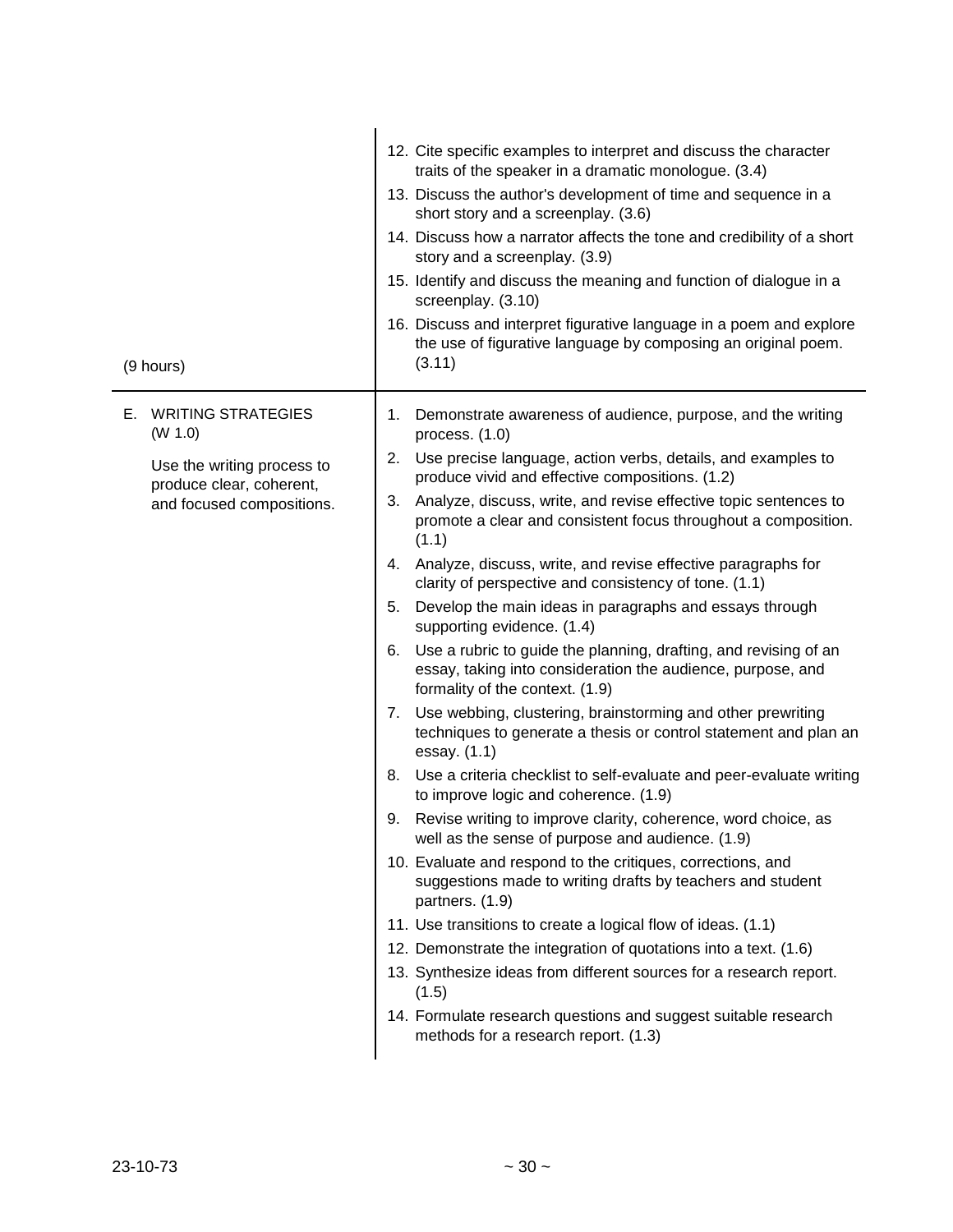| | |
|---|---|
| (9 hours) | 12. Cite specific examples to interpret and discuss the character traits of the speaker in a dramatic monologue. (3.4)<br>13. Discuss the author's development of time and sequence in a short story and a screenplay. (3.6)<br>14. Discuss how a narrator affects the tone and credibility of a short story and a screenplay. (3.9)<br>15. Identify and discuss the meaning and function of dialogue in a screenplay. (3.10)<br>16. Discuss and interpret figurative language in a poem and explore the use of figurative language by composing an original poem. (3.11) |
| E. WRITING STRATEGIES (W 1.0)<br><br>Use the writing process to produce clear, coherent, and focused compositions. | 1. Demonstrate awareness of audience, purpose, and the writing process. (1.0)<br>2. Use precise language, action verbs, details, and examples to produce vivid and effective compositions. (1.2)<br>3. Analyze, discuss, write, and revise effective topic sentences to promote a clear and consistent focus throughout a composition. (1.1)<br>4. Analyze, discuss, write, and revise effective paragraphs for clarity of perspective and consistency of tone. (1.1)<br>5. Develop the main ideas in paragraphs and essays through supporting evidence. (1.4)<br>6. Use a rubric to guide the planning, drafting, and revising of an essay, taking into consideration the audience, purpose, and formality of the context. (1.9)<br>7. Use webbing, clustering, brainstorming and other prewriting techniques to generate a thesis or control statement and plan an essay. (1.1)<br>8. Use a criteria checklist to self-evaluate and peer-evaluate writing to improve logic and coherence. (1.9)<br>9. Revise writing to improve clarity, coherence, word choice, as well as the sense of purpose and audience. (1.9)<br>10. Evaluate and respond to the critiques, corrections, and suggestions made to writing drafts by teachers and student partners. (1.9)<br>11. Use transitions to create a logical flow of ideas. (1.1)<br>12. Demonstrate the integration of quotations into a text. (1.6)<br>13. Synthesize ideas from different sources for a research report. (1.5)<br>14. Formulate research questions and suggest suitable research methods for a research report. (1.3) |

23-10-73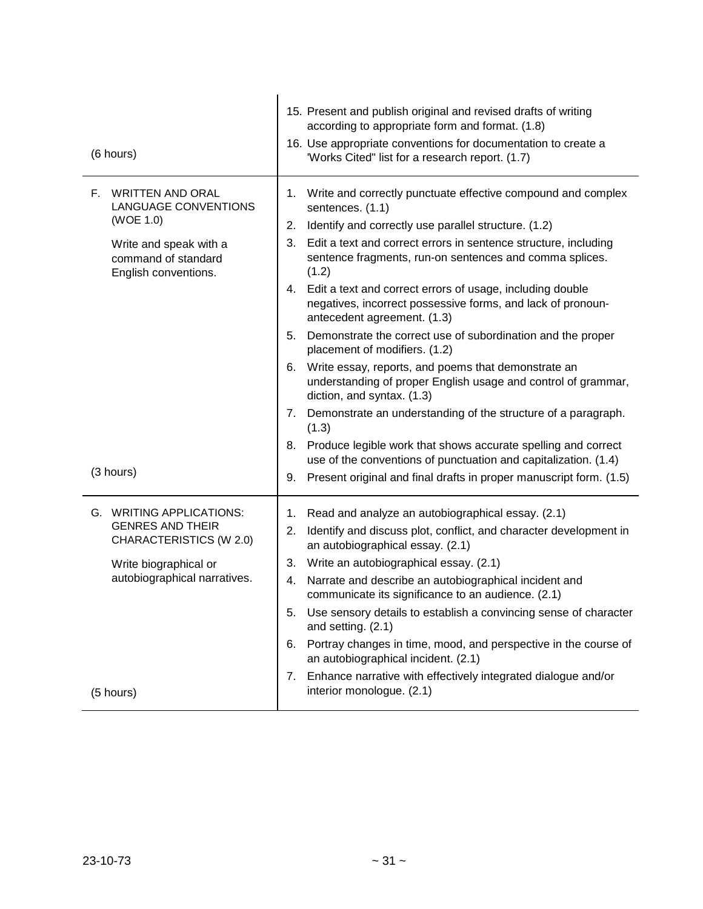| | |
|---|---|
| (6 hours) | 15. Present and publish original and revised drafts of writing according to appropriate form and format. (1.8)<br>16. Use appropriate conventions for documentation to create a 'Works Cited" list for a research report. (1.7) |
| F. WRITTEN AND ORAL LANGUAGE CONVENTIONS (WOE 1.0)<br><br>Write and speak with a command of standard English conventions.<br><br>(3 hours) | 1. Write and correctly punctuate effective compound and complex sentences. (1.1)<br>2. Identify and correctly use parallel structure. (1.2)<br>3. Edit a text and correct errors in sentence structure, including sentence fragments, run-on sentences and comma splices. (1.2)<br>4. Edit a text and correct errors of usage, including double negatives, incorrect possessive forms, and lack of pronoun-antecedent agreement. (1.3)<br>5. Demonstrate the correct use of subordination and the proper placement of modifiers. (1.2)<br>6. Write essay, reports, and poems that demonstrate an understanding of proper English usage and control of grammar, diction, and syntax. (1.3)<br>7. Demonstrate an understanding of the structure of a paragraph. (1.3)<br>8. Produce legible work that shows accurate spelling and correct use of the conventions of punctuation and capitalization. (1.4)<br>9. Present original and final drafts in proper manuscript form. (1.5) |
| G. WRITING APPLICATIONS: GENRES AND THEIR CHARACTERISTICS (W 2.0)<br><br>Write biographical or autobiographical narratives.<br><br>(5 hours) | 1. Read and analyze an autobiographical essay. (2.1)<br>2. Identify and discuss plot, conflict, and character development in an autobiographical essay. (2.1)<br>3. Write an autobiographical essay. (2.1)<br>4. Narrate and describe an autobiographical incident and communicate its significance to an audience. (2.1)<br>5. Use sensory details to establish a convincing sense of character and setting. (2.1)<br>6. Portray changes in time, mood, and perspective in the course of an autobiographical incident. (2.1)<br>7. Enhance narrative with effectively integrated dialogue and/or interior monologue. (2.1) |

23-10-73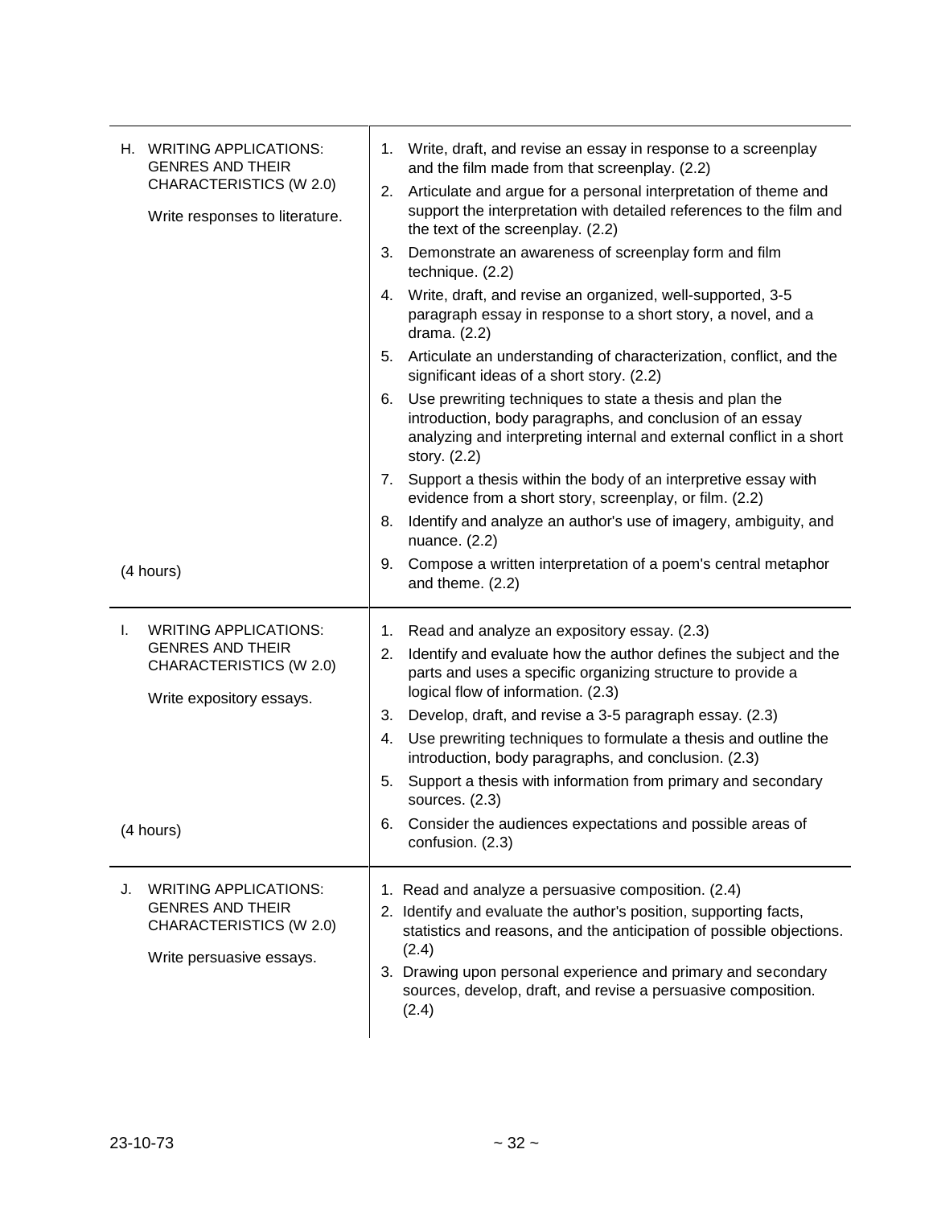| | |
|---|---|
| H. WRITING APPLICATIONS: GENRES AND THEIR CHARACTERISTICS (W 2.0)<br><br>Write responses to literature.<br><br>(4 hours) | 1. Write, draft, and revise an essay in response to a screenplay and the film made from that screenplay. (2.2)<br>2. Articulate and argue for a personal interpretation of theme and support the interpretation with detailed references to the film and the text of the screenplay. (2.2)<br>3. Demonstrate an awareness of screenplay form and film technique. (2.2)<br>4. Write, draft, and revise an organized, well-supported, 3-5 paragraph essay in response to a short story, a novel, and a drama. (2.2)<br>5. Articulate an understanding of characterization, conflict, and the significant ideas of a short story. (2.2)<br>6. Use prewriting techniques to state a thesis and plan the introduction, body paragraphs, and conclusion of an essay analyzing and interpreting internal and external conflict in a short story. (2.2)<br>7. Support a thesis within the body of an interpretive essay with evidence from a short story, screenplay, or film. (2.2)<br>8. Identify and analyze an author's use of imagery, ambiguity, and nuance. (2.2)<br>9. Compose a written interpretation of a poem's central metaphor and theme. (2.2) |
| I. WRITING APPLICATIONS: GENRES AND THEIR CHARACTERISTICS (W 2.0)<br><br>Write expository essays.<br><br>(4 hours) | 1. Read and analyze an expository essay. (2.3)<br>2. Identify and evaluate how the author defines the subject and the parts and uses a specific organizing structure to provide a logical flow of information. (2.3)<br>3. Develop, draft, and revise a 3-5 paragraph essay. (2.3)<br>4. Use prewriting techniques to formulate a thesis and outline the introduction, body paragraphs, and conclusion. (2.3)<br>5. Support a thesis with information from primary and secondary sources. (2.3)<br>6. Consider the audiences expectations and possible areas of confusion. (2.3) |
| J. WRITING APPLICATIONS: GENRES AND THEIR CHARACTERISTICS (W 2.0)<br><br>Write persuasive essays. | 1. Read and analyze a persuasive composition. (2.4)<br>2. Identify and evaluate the author's position, supporting facts, statistics and reasons, and the anticipation of possible objections. (2.4)<br>3. Drawing upon personal experience and primary and secondary sources, develop, draft, and revise a persuasive composition. (2.4) |

23-10-73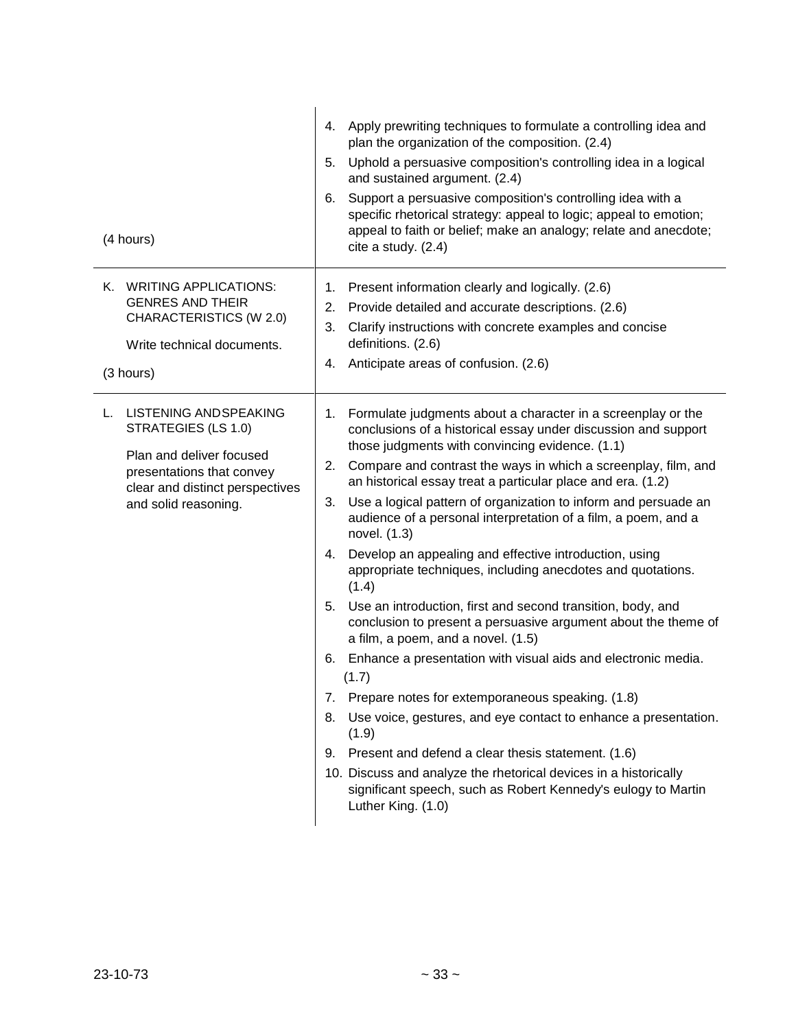| | |
|---|---|
| (4 hours) | 4. Apply prewriting techniques to formulate a controlling idea and plan the organization of the composition. (2.4)<br>5. Uphold a persuasive composition's controlling idea in a logical and sustained argument. (2.4)<br>6. Support a persuasive composition's controlling idea with a specific rhetorical strategy: appeal to logic; appeal to emotion; appeal to faith or belief; make an analogy; relate and anecdote; cite a study. (2.4) |
| K. WRITING APPLICATIONS: GENRES AND THEIR CHARACTERISTICS (W 2.0)<br><br>Write technical documents.<br><br>(3 hours) | 1. Present information clearly and logically. (2.6)<br>2. Provide detailed and accurate descriptions. (2.6)<br>3. Clarify instructions with concrete examples and concise definitions. (2.6)<br>4. Anticipate areas of confusion. (2.6) |
| L. LISTENING ANDSPEAKING STRATEGIES (LS 1.0)<br><br>Plan and deliver focused presentations that convey clear and distinct perspectives and solid reasoning. | 1. Formulate judgments about a character in a screenplay or the conclusions of a historical essay under discussion and support those judgments with convincing evidence. (1.1)<br>2. Compare and contrast the ways in which a screenplay, film, and an historical essay treat a particular place and era. (1.2)<br>3. Use a logical pattern of organization to inform and persuade an audience of a personal interpretation of a film, a poem, and a novel. (1.3)<br>4. Develop an appealing and effective introduction, using appropriate techniques, including anecdotes and quotations. (1.4)<br>5. Use an introduction, first and second transition, body, and conclusion to present a persuasive argument about the theme of a film, a poem, and a novel. (1.5)<br>6. Enhance a presentation with visual aids and electronic media. (1.7)<br>7. Prepare notes for extemporaneous speaking. (1.8)<br>8. Use voice, gestures, and eye contact to enhance a presentation. (1.9)<br>9. Present and defend a clear thesis statement. (1.6)<br>10. Discuss and analyze the rhetorical devices in a historically significant speech, such as Robert Kennedy's eulogy to Martin Luther King. (1.0) |

23-10-73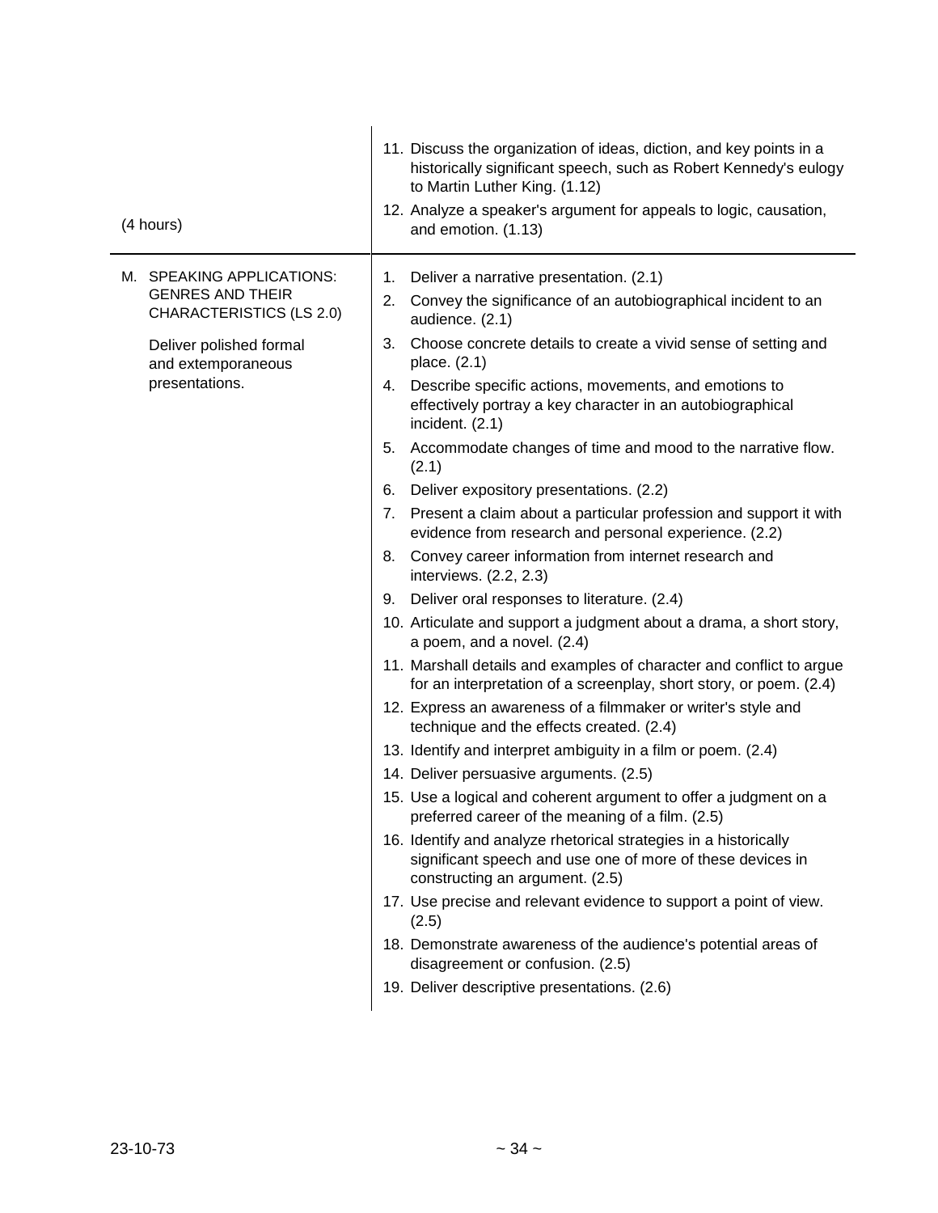| | |
|---|---|
| (4 hours) | 11. Discuss the organization of ideas, diction, and key points in a historically significant speech, such as Robert Kennedy's eulogy to Martin Luther King. (1.12)<br>12. Analyze a speaker's argument for appeals to logic, causation, and emotion. (1.13) |
| M. SPEAKING APPLICATIONS: GENRES AND THEIR CHARACTERISTICS (LS 2.0)<br><br>Deliver polished formal and extemporaneous presentations. | 1. Deliver a narrative presentation. (2.1)<br>2. Convey the significance of an autobiographical incident to an audience. (2.1)<br>3. Choose concrete details to create a vivid sense of setting and place. (2.1)<br>4. Describe specific actions, movements, and emotions to effectively portray a key character in an autobiographical incident. (2.1)<br>5. Accommodate changes of time and mood to the narrative flow. (2.1)<br>6. Deliver expository presentations. (2.2)<br>7. Present a claim about a particular profession and support it with evidence from research and personal experience. (2.2)<br>8. Convey career information from internet research and interviews. (2.2, 2.3)<br>9. Deliver oral responses to literature. (2.4)<br>10. Articulate and support a judgment about a drama, a short story, a poem, and a novel. (2.4)<br>11. Marshall details and examples of character and conflict to argue for an interpretation of a screenplay, short story, or poem. (2.4)<br>12. Express an awareness of a filmmaker or writer's style and technique and the effects created. (2.4)<br>13. Identify and interpret ambiguity in a film or poem. (2.4)<br>14. Deliver persuasive arguments. (2.5)<br>15. Use a logical and coherent argument to offer a judgment on a preferred career of the meaning of a film. (2.5)<br>16. Identify and analyze rhetorical strategies in a historically significant speech and use one of more of these devices in constructing an argument. (2.5)<br>17. Use precise and relevant evidence to support a point of view. (2.5)<br>18. Demonstrate awareness of the audience's potential areas of disagreement or confusion. (2.5)<br>19. Deliver descriptive presentations. (2.6) |

23-10-73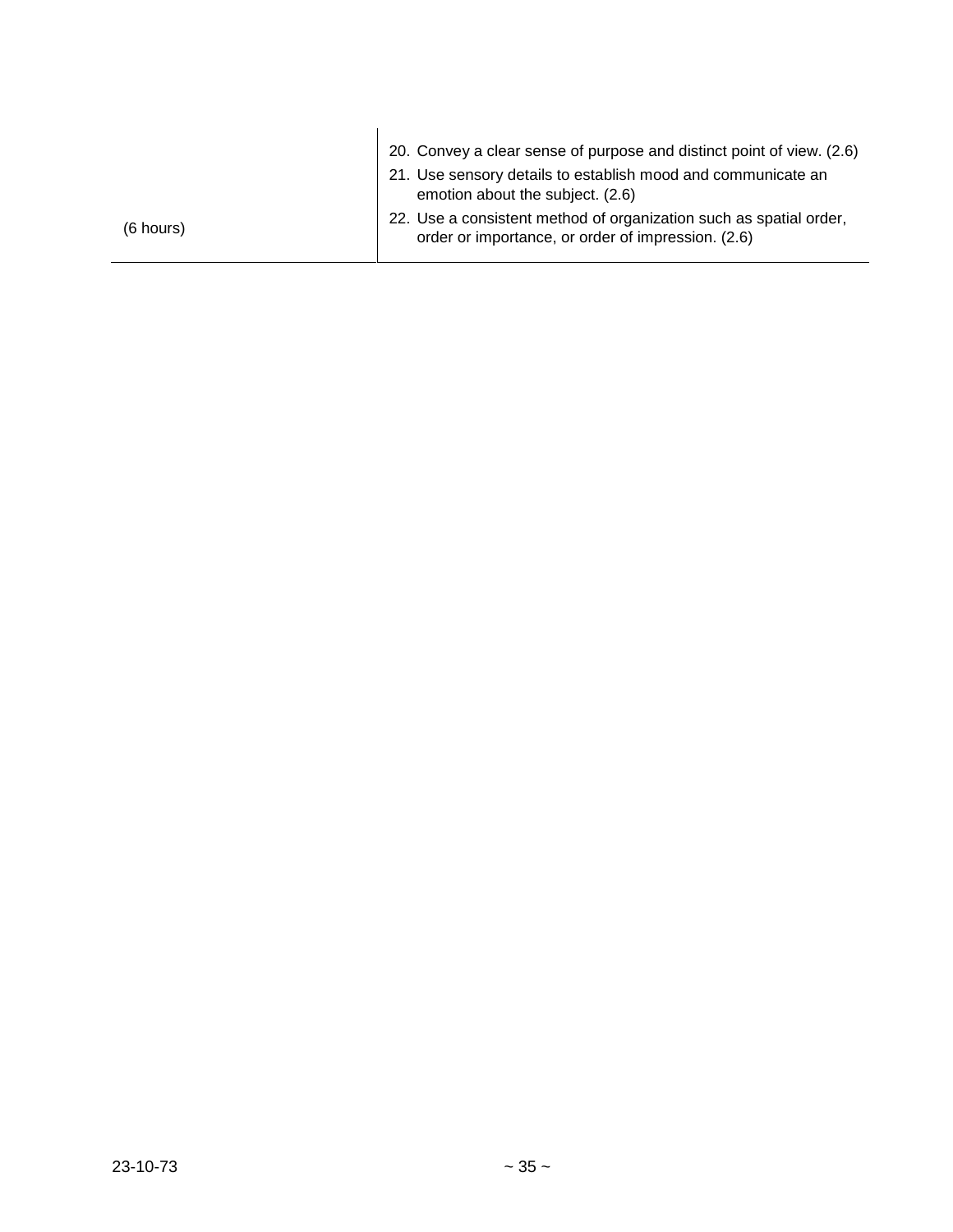| | |
|---|---|
| (6 hours) | 20. Convey a clear sense of purpose and distinct point of view. (2.6)<br>21. Use sensory details to establish mood and communicate an emotion about the subject. (2.6)<br>22. Use a consistent method of organization such as spatial order, order or importance, or order of impression. (2.6) |

23-10-73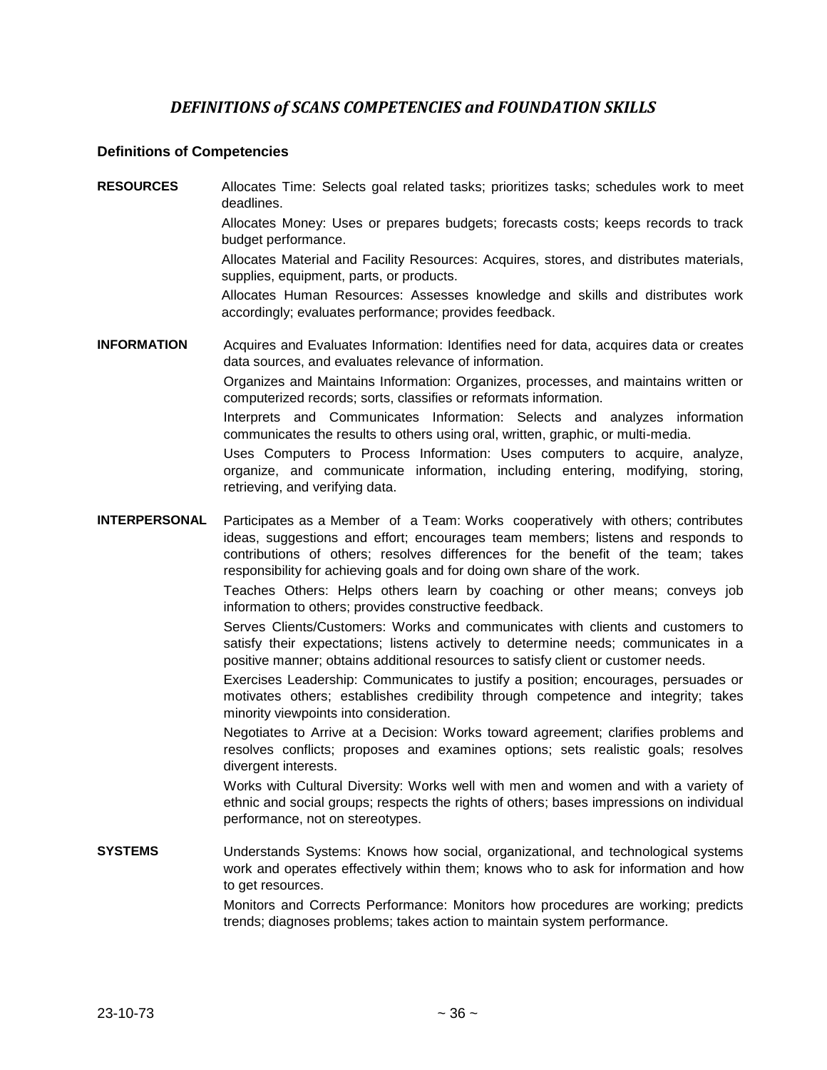# *DEFINITIONS of SCANS COMPETENCIES and FOUNDATION SKILLS*

### Definitions of Competencies

**RESOURCES**

Allocates Time: Selects goal related tasks; prioritizes tasks; schedules work to meet deadlines.

Allocates Money: Uses or prepares budgets; forecasts costs; keeps records to track budget performance.

Allocates Material and Facility Resources: Acquires, stores, and distributes materials, supplies, equipment, parts, or products.

Allocates Human Resources: Assesses knowledge and skills and distributes work accordingly; evaluates performance; provides feedback.

**INFORMATION**

Acquires and Evaluates Information: Identifies need for data, acquires data or creates data sources, and evaluates relevance of information.

Organizes and Maintains Information: Organizes, processes, and maintains written or computerized records; sorts, classifies or reformats information.

Interprets and Communicates Information: Selects and analyzes information communicates the results to others using oral, written, graphic, or multi-media.

Uses Computers to Process Information: Uses computers to acquire, analyze, organize, and communicate information, including entering, modifying, storing, retrieving, and verifying data.

**INTERPERSONAL**

Participates as a Member of a Team: Works cooperatively with others; contributes ideas, suggestions and effort; encourages team members; listens and responds to contributions of others; resolves differences for the benefit of the team; takes responsibility for achieving goals and for doing own share of the work.

Teaches Others: Helps others learn by coaching or other means; conveys job information to others; provides constructive feedback.

Serves Clients/Customers: Works and communicates with clients and customers to satisfy their expectations; listens actively to determine needs; communicates in a positive manner; obtains additional resources to satisfy client or customer needs.

Exercises Leadership: Communicates to justify a position; encourages, persuades or motivates others; establishes credibility through competence and integrity; takes minority viewpoints into consideration.

Negotiates to Arrive at a Decision: Works toward agreement; clarifies problems and resolves conflicts; proposes and examines options; sets realistic goals; resolves divergent interests.

Works with Cultural Diversity: Works well with men and women and with a variety of ethnic and social groups; respects the rights of others; bases impressions on individual performance, not on stereotypes.

**SYSTEMS**

Understands Systems: Knows how social, organizational, and technological systems work and operates effectively within them; knows who to ask for information and how to get resources.

Monitors and Corrects Performance: Monitors how procedures are working; predicts trends; diagnoses problems; takes action to maintain system performance.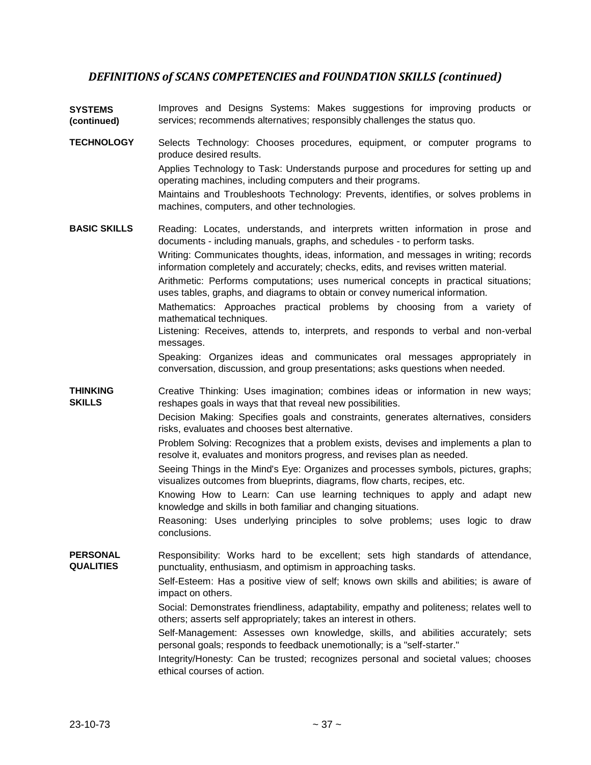## *DEFINITIONS of SCANS COMPETENCIES and FOUNDATION SKILLS (continued)*

**SYSTEMS (continued)**

Improves and Designs Systems: Makes suggestions for improving products or services; recommends alternatives; responsibly challenges the status quo.

**TECHNOLOGY**

Selects Technology: Chooses procedures, equipment, or computer programs to produce desired results.

Applies Technology to Task: Understands purpose and procedures for setting up and operating machines, including computers and their programs.

Maintains and Troubleshoots Technology: Prevents, identifies, or solves problems in machines, computers, and other technologies.

**BASIC SKILLS**

Reading: Locates, understands, and interprets written information in prose and documents - including manuals, graphs, and schedules - to perform tasks.

Writing: Communicates thoughts, ideas, information, and messages in writing; records information completely and accurately; checks, edits, and revises written material.

Arithmetic: Performs computations; uses numerical concepts in practical situations; uses tables, graphs, and diagrams to obtain or convey numerical information.

Mathematics: Approaches practical problems by choosing from a variety of mathematical techniques.

Listening: Receives, attends to, interprets, and responds to verbal and non-verbal messages.

Speaking: Organizes ideas and communicates oral messages appropriately in conversation, discussion, and group presentations; asks questions when needed.

**THINKING SKILLS**

Creative Thinking: Uses imagination; combines ideas or information in new ways; reshapes goals in ways that that reveal new possibilities.

Decision Making: Specifies goals and constraints, generates alternatives, considers risks, evaluates and chooses best alternative.

Problem Solving: Recognizes that a problem exists, devises and implements a plan to resolve it, evaluates and monitors progress, and revises plan as needed.

Seeing Things in the Mind's Eye: Organizes and processes symbols, pictures, graphs; visualizes outcomes from blueprints, diagrams, flow charts, recipes, etc.

Knowing How to Learn: Can use learning techniques to apply and adapt new knowledge and skills in both familiar and changing situations.

Reasoning: Uses underlying principles to solve problems; uses logic to draw conclusions.

**PERSONAL QUALITIES**

Responsibility: Works hard to be excellent; sets high standards of attendance, punctuality, enthusiasm, and optimism in approaching tasks.

Self-Esteem: Has a positive view of self; knows own skills and abilities; is aware of impact on others.

Social: Demonstrates friendliness, adaptability, empathy and politeness; relates well to others; asserts self appropriately; takes an interest in others.

Self-Management: Assesses own knowledge, skills, and abilities accurately; sets personal goals; responds to feedback unemotionally; is a "self-starter."

Integrity/Honesty: Can be trusted; recognizes personal and societal values; chooses ethical courses of action.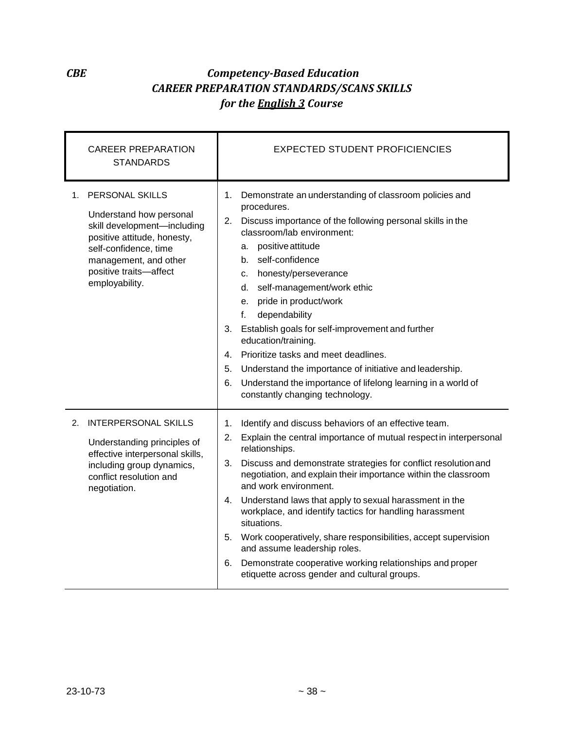***CBE*** ***Competency-Based Education***
***CAREER PREPARATION STANDARDS/SCANS SKILLS***
***for the <u>English 3</u> Course***

| CAREER PREPARATION STANDARDS | EXPECTED STUDENT PROFICIENCIES |
|---|---|
| 1. PERSONAL SKILLS<br><br>Understand how personal skill development—including positive attitude, honesty, self-confidence, time management, and other positive traits—affect employability. | 1. Demonstrate an understanding of classroom policies and procedures.<br>2. Discuss importance of the following personal skills in the classroom/lab environment:<br>a. positive attitude<br>b. self-confidence<br>c. honesty/perseverance<br>d. self-management/work ethic<br>e. pride in product/work<br>f. dependability<br>3. Establish goals for self-improvement and further education/training.<br>4. Prioritize tasks and meet deadlines.<br>5. Understand the importance of initiative and leadership.<br>6. Understand the importance of lifelong learning in a world of constantly changing technology. |
| 2. INTERPERSONAL SKILLS<br><br>Understanding principles of effective interpersonal skills, including group dynamics, conflict resolution and negotiation. | 1. Identify and discuss behaviors of an effective team.<br>2. Explain the central importance of mutual respect in interpersonal relationships.<br>3. Discuss and demonstrate strategies for conflict resolution and negotiation, and explain their importance within the classroom and work environment.<br>4. Understand laws that apply to sexual harassment in the workplace, and identify tactics for handling harassment situations.<br>5. Work cooperatively, share responsibilities, accept supervision and assume leadership roles.<br>6. Demonstrate cooperative working relationships and proper etiquette across gender and cultural groups. |

23-10-73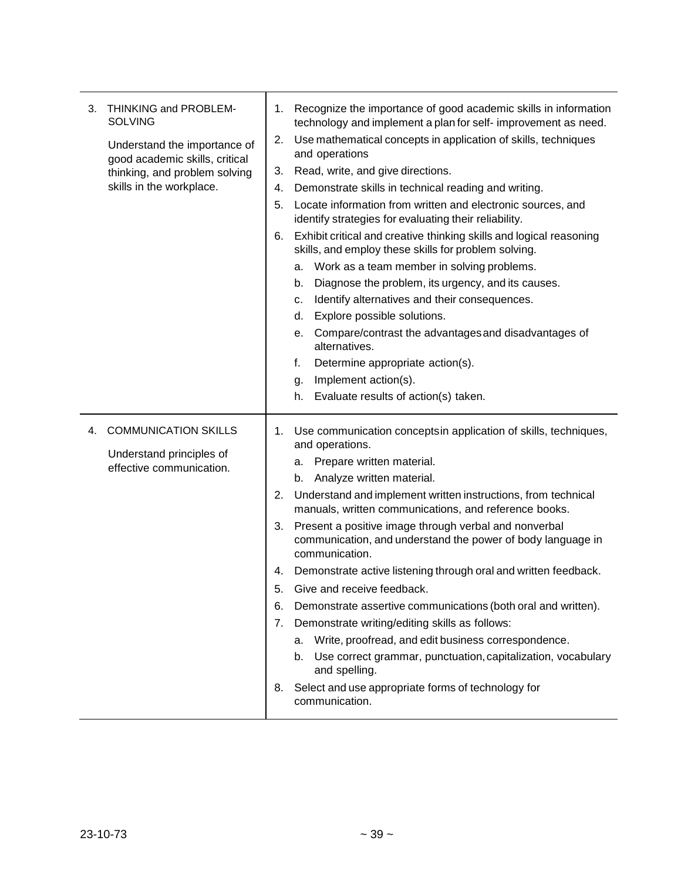| | |
|---|---|
| 3. THINKING and PROBLEM-SOLVING<br><br>Understand the importance of good academic skills, critical thinking, and problem solving skills in the workplace. | 1. Recognize the importance of good academic skills in information technology and implement a plan for self- improvement as need.<br>2. Use mathematical concepts in application of skills, techniques and operations<br>3. Read, write, and give directions.<br>4. Demonstrate skills in technical reading and writing.<br>5. Locate information from written and electronic sources, and identify strategies for evaluating their reliability.<br>6. Exhibit critical and creative thinking skills and logical reasoning skills, and employ these skills for problem solving.<br>&nbsp;&nbsp;&nbsp;a. Work as a team member in solving problems.<br>&nbsp;&nbsp;&nbsp;b. Diagnose the problem, its urgency, and its causes.<br>&nbsp;&nbsp;&nbsp;c. Identify alternatives and their consequences.<br>&nbsp;&nbsp;&nbsp;d. Explore possible solutions.<br>&nbsp;&nbsp;&nbsp;e. Compare/contrast the advantages and disadvantages of alternatives.<br>&nbsp;&nbsp;&nbsp;f. Determine appropriate action(s).<br>&nbsp;&nbsp;&nbsp;g. Implement action(s).<br>&nbsp;&nbsp;&nbsp;h. Evaluate results of action(s) taken. |
| 4. COMMUNICATION SKILLS<br><br>Understand principles of effective communication. | 1. Use communication concepts in application of skills, techniques, and operations.<br>&nbsp;&nbsp;&nbsp;a. Prepare written material.<br>&nbsp;&nbsp;&nbsp;b. Analyze written material.<br>2. Understand and implement written instructions, from technical manuals, written communications, and reference books.<br>3. Present a positive image through verbal and nonverbal communication, and understand the power of body language in communication.<br>4. Demonstrate active listening through oral and written feedback.<br>5. Give and receive feedback.<br>6. Demonstrate assertive communications (both oral and written).<br>7. Demonstrate writing/editing skills as follows:<br>&nbsp;&nbsp;&nbsp;a. Write, proofread, and edit business correspondence.<br>&nbsp;&nbsp;&nbsp;b. Use correct grammar, punctuation, capitalization, vocabulary and spelling.<br>8. Select and use appropriate forms of technology for communication. |

23-10-73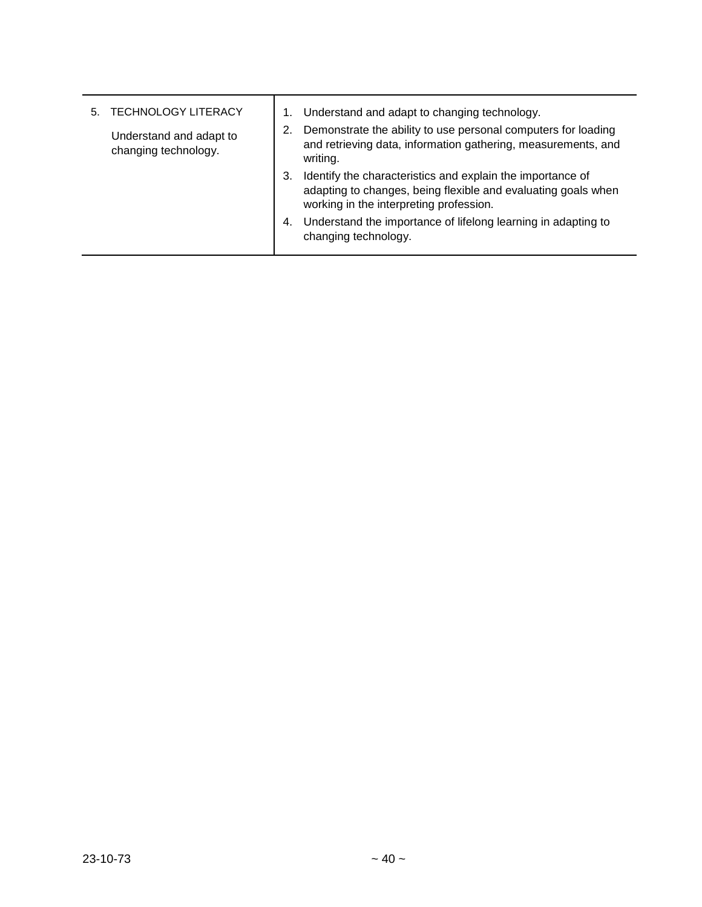| 5. TECHNOLOGY LITERACY<br><br>Understand and adapt to changing technology. | 1. Understand and adapt to changing technology.<br>2. Demonstrate the ability to use personal computers for loading and retrieving data, information gathering, measurements, and writing.<br>3. Identify the characteristics and explain the importance of adapting to changes, being flexible and evaluating goals when working in the interpreting profession.<br>4. Understand the importance of lifelong learning in adapting to changing technology. |
|---|---|

23-10-73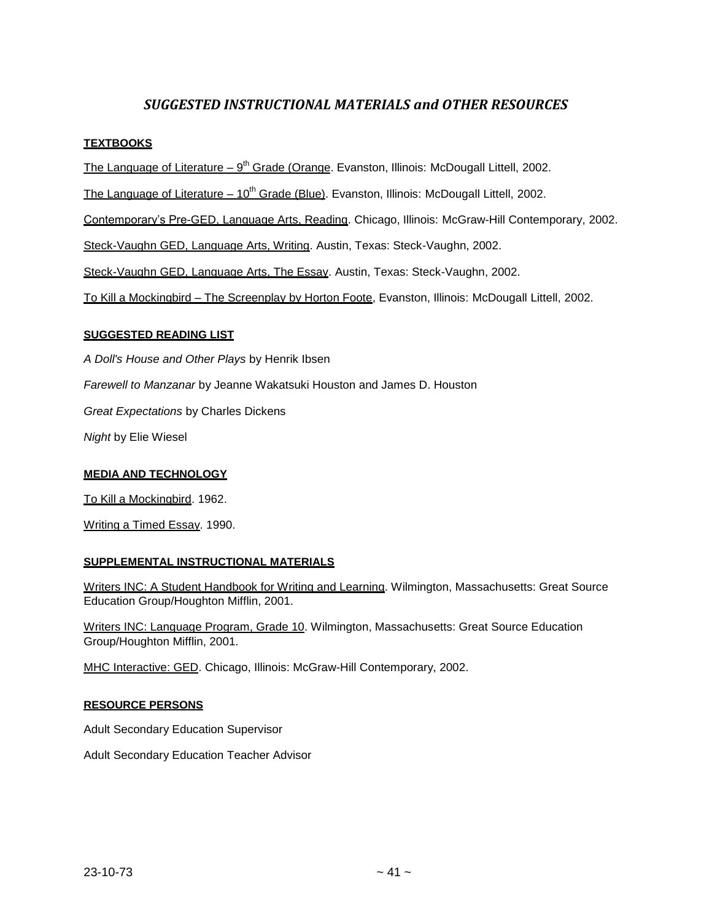## *SUGGESTED INSTRUCTIONAL MATERIALS and OTHER RESOURCES*

### TEXTBOOKS

The Language of Literature – 9th Grade (Orange. Evanston, Illinois: McDougall Littell, 2002.

The Language of Literature – 10th Grade (Blue). Evanston, Illinois: McDougall Littell, 2002.

Contemporary's Pre-GED, Language Arts, Reading. Chicago, Illinois: McGraw-Hill Contemporary, 2002.

Steck-Vaughn GED, Language Arts, Writing. Austin, Texas: Steck-Vaughn, 2002.

Steck-Vaughn GED, Language Arts, The Essay. Austin, Texas: Steck-Vaughn, 2002.

To Kill a Mockingbird – The Screenplay by Horton Foote, Evanston, Illinois: McDougall Littell, 2002.

### SUGGESTED READING LIST

*A Doll's House and Other Plays* by Henrik Ibsen

*Farewell to Manzanar* by Jeanne Wakatsuki Houston and James D. Houston

*Great Expectations* by Charles Dickens

*Night* by Elie Wiesel

### MEDIA AND TECHNOLOGY

To Kill a Mockingbird. 1962.

Writing a Timed Essay. 1990.

### SUPPLEMENTAL INSTRUCTIONAL MATERIALS

Writers INC: A Student Handbook for Writing and Learning. Wilmington, Massachusetts: Great Source Education Group/Houghton Mifflin, 2001.

Writers INC: Language Program, Grade 10. Wilmington, Massachusetts: Great Source Education Group/Houghton Mifflin, 2001.

MHC Interactive: GED. Chicago, Illinois: McGraw-Hill Contemporary, 2002.

### RESOURCE PERSONS

Adult Secondary Education Supervisor

Adult Secondary Education Teacher Advisor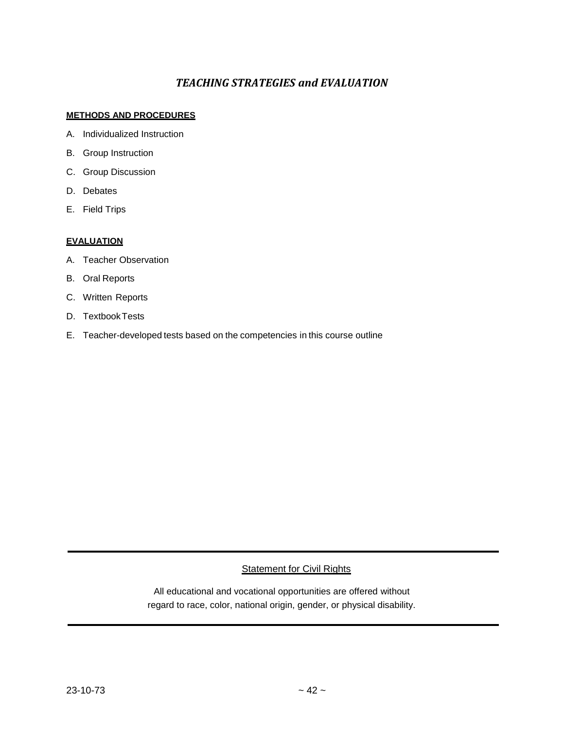# *TEACHING STRATEGIES and EVALUATION*

**METHODS AND PROCEDURES**

A. Individualized Instruction

B. Group Instruction

C. Group Discussion

D. Debates

E. Field Trips

**EVALUATION**

A. Teacher Observation

B. Oral Reports

C. Written Reports

D. Textbook Tests

E. Teacher-developed tests based on the competencies in this course outline

---

Statement for Civil Rights

All educational and vocational opportunities are offered without regard to race, color, national origin, gender, or physical disability.

---